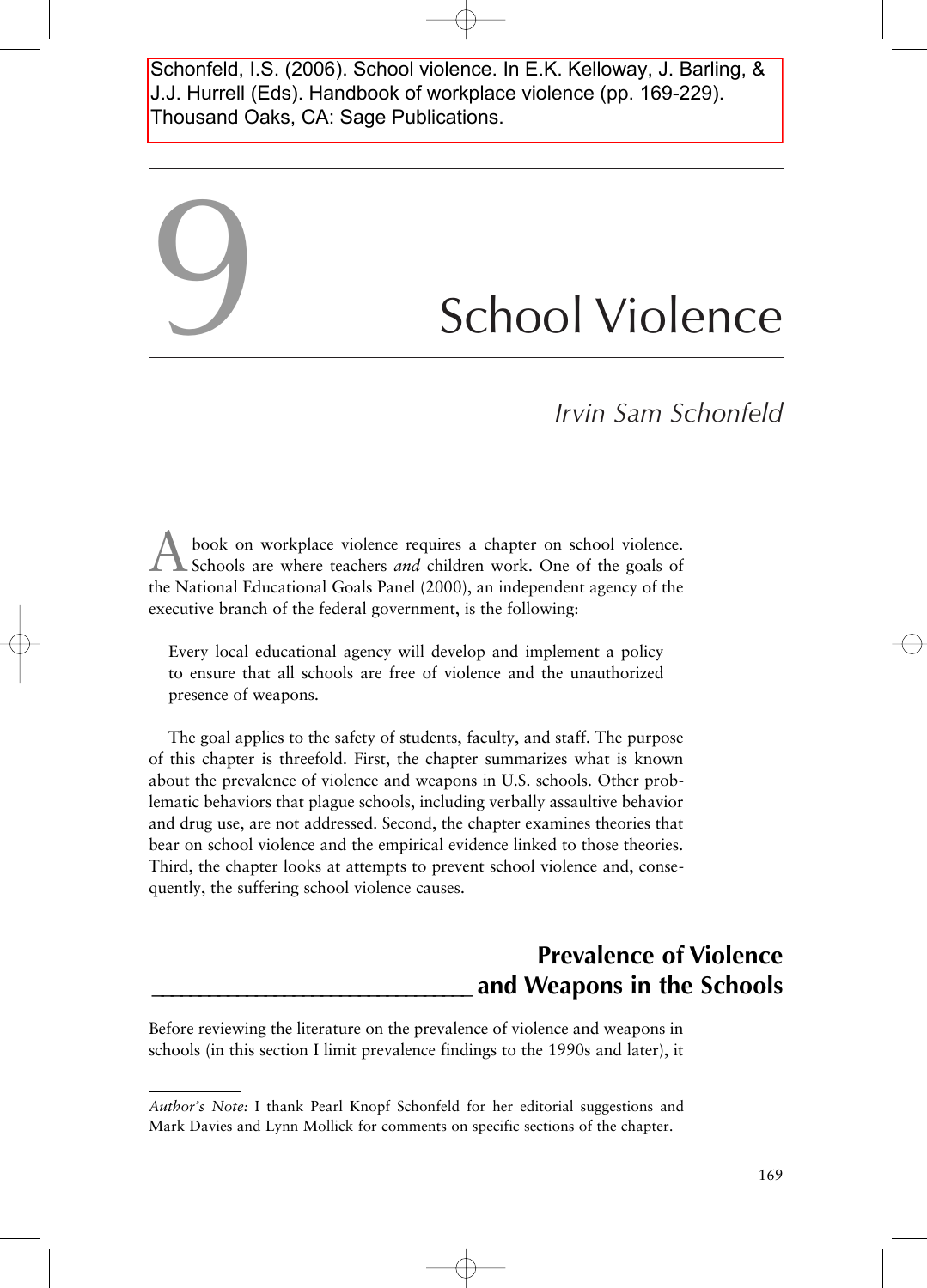Schonfeld, I.S. (2006). School violence. In E.K. Kelloway, J. Barling, & J.J. Hurrell (Eds). Handbook of workplace violence (pp. 169-229). Thousand Oaks, CA: Sage Publications.

# 9 School Violence

*Irvin Sam Schonfeld*

A book on workplace violence requires a chapter on school violence. Schools are where teachers *and* children work. One of the goals of the National Educational Goals Panel (2000), an independent agency of the executive branch of the federal government, is the following:

> Every local educational agency will develop and implement a policy to ensure that all schools are free of violence and the unauthorized presence of weapons.

The goal applies to the safety of students, faculty, and staff. The purpose of this chapter is threefold. First, the chapter summarizes what is known about the prevalence of violence and weapons in U.S. schools. Other problematic behaviors that plague schools, including verbally assaultive behavior and drug use, are not addressed. Second, the chapter examines theories that bear on school violence and the empirical evidence linked to those theories. Third, the chapter looks at attempts to prevent school violence and, consequently, the suffering school violence causes.

## Prevalence of Violence and Weapons in the Schools

Before reviewing the literature on the prevalence of violence and weapons in schools (in this section I limit prevalence findings to the 1990s and later), it

*Author's Note:* I thank Pearl Knopf Schonfeld for her editorial suggestions and Mark Davies and Lynn Mollick for comments on specific sections of the chapter.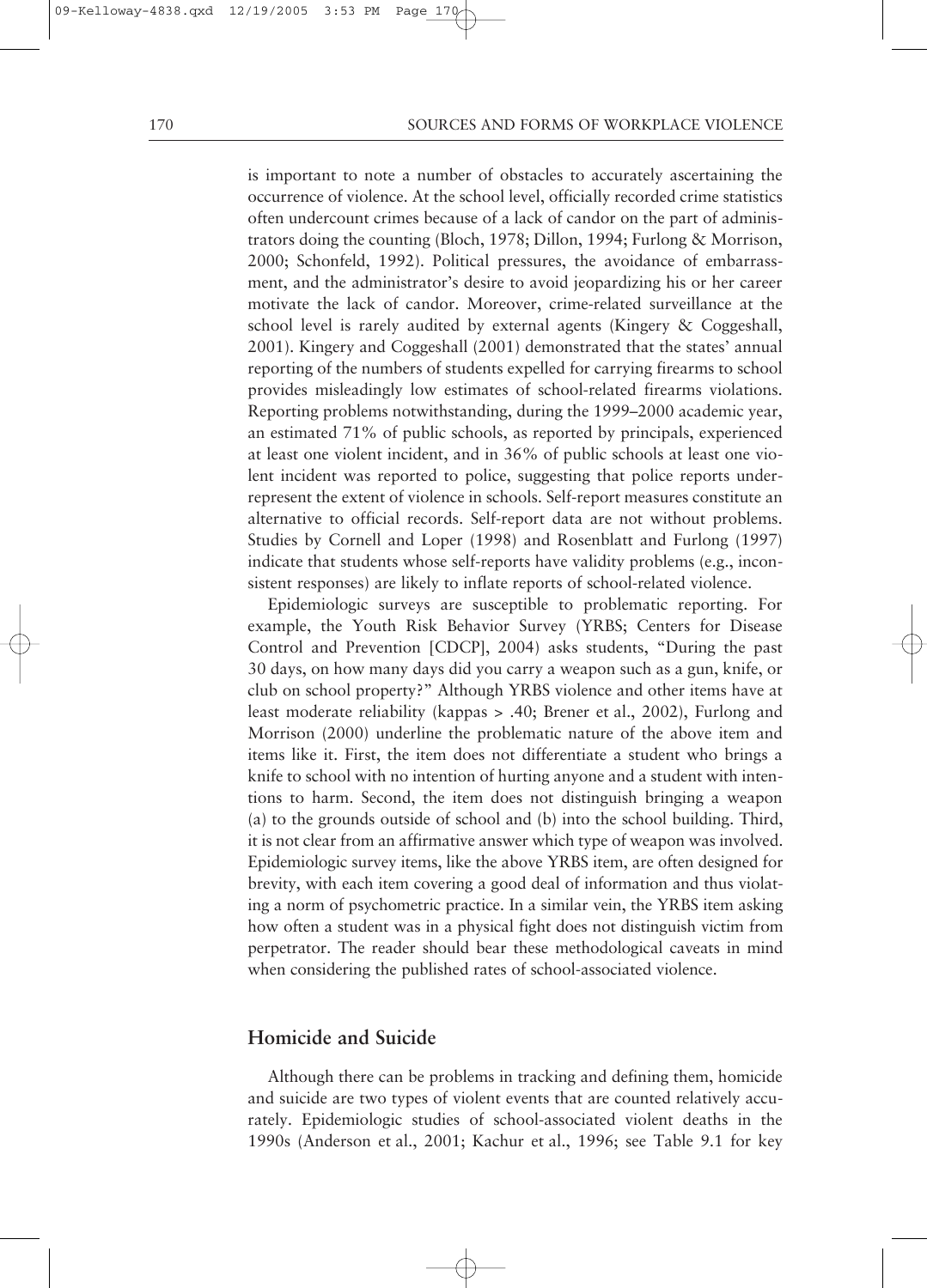is important to note a number of obstacles to accurately ascertaining the occurrence of violence. At the school level, officially recorded crime statistics often undercount crimes because of a lack of candor on the part of administrators doing the counting (Bloch, 1978; Dillon, 1994; Furlong & Morrison, 2000; Schonfeld, 1992). Political pressures, the avoidance of embarrassment, and the administrator's desire to avoid jeopardizing his or her career motivate the lack of candor. Moreover, crime-related surveillance at the school level is rarely audited by external agents (Kingery & Coggeshall, 2001). Kingery and Coggeshall (2001) demonstrated that the states' annual reporting of the numbers of students expelled for carrying firearms to school provides misleadingly low estimates of school-related firearms violations. Reporting problems notwithstanding, during the 1999–2000 academic year, an estimated 71% of public schools, as reported by principals, experienced at least one violent incident, and in 36% of public schools at least one violent incident was reported to police, suggesting that police reports underrepresent the extent of violence in schools. Self-report measures constitute an alternative to official records. Self-report data are not without problems. Studies by Cornell and Loper (1998) and Rosenblatt and Furlong (1997) indicate that students whose self-reports have validity problems (e.g., inconsistent responses) are likely to inflate reports of school-related violence.

Epidemiologic surveys are susceptible to problematic reporting. For example, the Youth Risk Behavior Survey (YRBS; Centers for Disease Control and Prevention [CDCP], 2004) asks students, "During the past 30 days, on how many days did you carry a weapon such as a gun, knife, or club on school property?" Although YRBS violence and other items have at least moderate reliability (kappas > .40; Brener et al., 2002), Furlong and Morrison (2000) underline the problematic nature of the above item and items like it. First, the item does not differentiate a student who brings a knife to school with no intention of hurting anyone and a student with intentions to harm. Second, the item does not distinguish bringing a weapon (a) to the grounds outside of school and (b) into the school building. Third, it is not clear from an affirmative answer which type of weapon was involved. Epidemiologic survey items, like the above YRBS item, are often designed for brevity, with each item covering a good deal of information and thus violating a norm of psychometric practice. In a similar vein, the YRBS item asking how often a student was in a physical fight does not distinguish victim from perpetrator. The reader should bear these methodological caveats in mind when considering the published rates of school-associated violence.

## Homicide and Suicide

Although there can be problems in tracking and defining them, homicide and suicide are two types of violent events that are counted relatively accurately. Epidemiologic studies of school-associated violent deaths in the 1990s (Anderson et al., 2001; Kachur et al., 1996; see Table 9.1 for key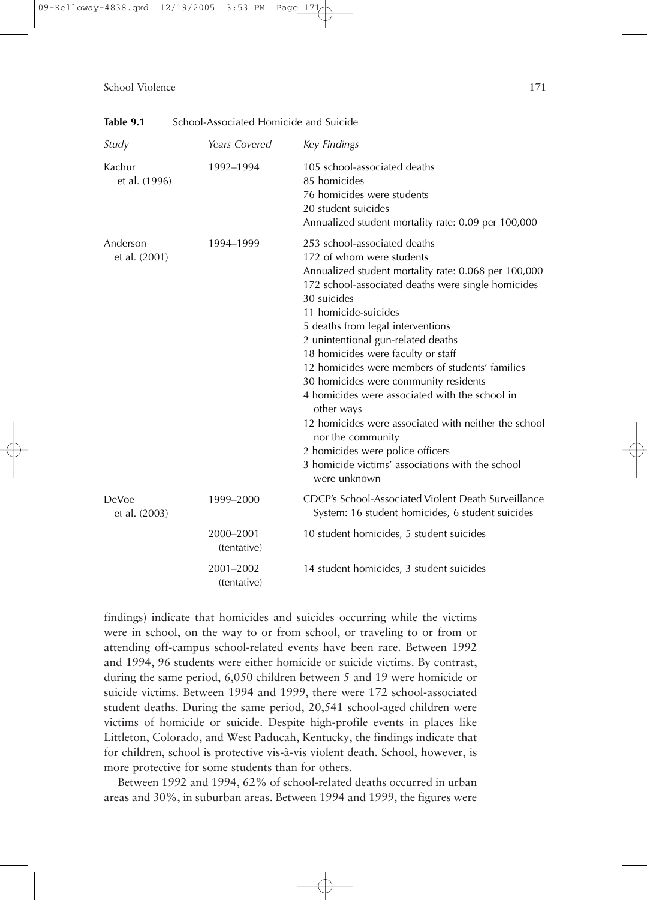**Table 9.1** School-Associated Homicide and Suicide

| Study | Years Covered | Key Findings |
|---|---|---|
| Kachur et al. (1996) | 1992–1994 | 105 school-associated deaths<br>85 homicides<br>76 homicides were students<br>20 student suicides<br>Annualized student mortality rate: 0.09 per 100,000 |
| Anderson et al. (2001) | 1994–1999 | 253 school-associated deaths<br>172 of whom were students<br>Annualized student mortality rate: 0.068 per 100,000<br>172 school-associated deaths were single homicides<br>30 suicides<br>11 homicide-suicides<br>5 deaths from legal interventions<br>2 unintentional gun-related deaths<br>18 homicides were faculty or staff<br>12 homicides were members of students' families<br>30 homicides were community residents<br>4 homicides were associated with the school in other ways<br>12 homicides were associated with neither the school nor the community<br>2 homicides were police officers<br>3 homicide victims' associations with the school were unknown |
| DeVoe et al. (2003) | 1999–2000 | CDCP's School-Associated Violent Death Surveillance System: 16 student homicides, 6 student suicides |
| | 2000–2001 (tentative) | 10 student homicides, 5 student suicides |
| | 2001–2002 (tentative) | 14 student homicides, 3 student suicides |

findings) indicate that homicides and suicides occurring while the victims were in school, on the way to or from school, or traveling to or from or attending off-campus school-related events have been rare. Between 1992 and 1994, 96 students were either homicide or suicide victims. By contrast, during the same period, 6,050 children between 5 and 19 were homicide or suicide victims. Between 1994 and 1999, there were 172 school-associated student deaths. During the same period, 20,541 school-aged children were victims of homicide or suicide. Despite high-profile events in places like Littleton, Colorado, and West Paducah, Kentucky, the findings indicate that for children, school is protective vis-à-vis violent death. School, however, is more protective for some students than for others.

Between 1992 and 1994, 62% of school-related deaths occurred in urban areas and 30%, in suburban areas. Between 1994 and 1999, the figures were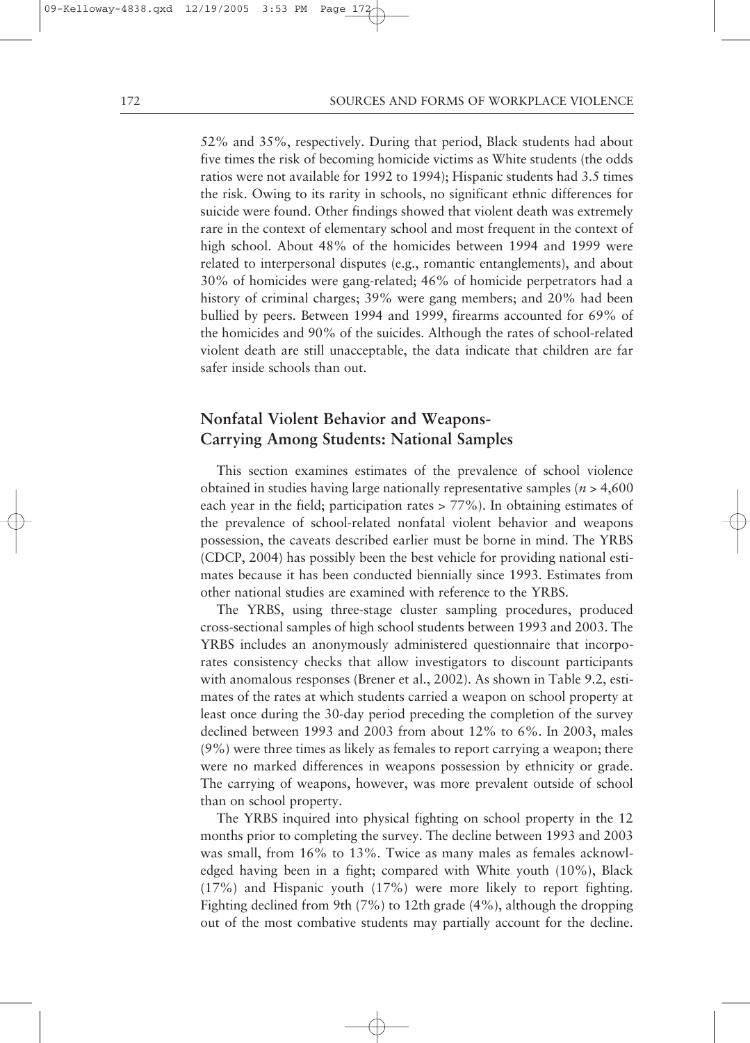52% and 35%, respectively. During that period, Black students had about five times the risk of becoming homicide victims as White students (the odds ratios were not available for 1992 to 1994); Hispanic students had 3.5 times the risk. Owing to its rarity in schools, no significant ethnic differences for suicide were found. Other findings showed that violent death was extremely rare in the context of elementary school and most frequent in the context of high school. About 48% of the homicides between 1994 and 1999 were related to interpersonal disputes (e.g., romantic entanglements), and about 30% of homicides were gang-related; 46% of homicide perpetrators had a history of criminal charges; 39% were gang members; and 20% had been bullied by peers. Between 1994 and 1999, firearms accounted for 69% of the homicides and 90% of the suicides. Although the rates of school-related violent death are still unacceptable, the data indicate that children are far safer inside schools than out.

## Nonfatal Violent Behavior and Weapons-Carrying Among Students: National Samples

This section examines estimates of the prevalence of school violence obtained in studies having large nationally representative samples ($n > 4,600$ each year in the field; participation rates > 77%). In obtaining estimates of the prevalence of school-related nonfatal violent behavior and weapons possession, the caveats described earlier must be borne in mind. The YRBS (CDCP, 2004) has possibly been the best vehicle for providing national estimates because it has been conducted biennially since 1993. Estimates from other national studies are examined with reference to the YRBS.

The YRBS, using three-stage cluster sampling procedures, produced cross-sectional samples of high school students between 1993 and 2003. The YRBS includes an anonymously administered questionnaire that incorporates consistency checks that allow investigators to discount participants with anomalous responses (Brener et al., 2002). As shown in Table 9.2, estimates of the rates at which students carried a weapon on school property at least once during the 30-day period preceding the completion of the survey declined between 1993 and 2003 from about 12% to 6%. In 2003, males (9%) were three times as likely as females to report carrying a weapon; there were no marked differences in weapons possession by ethnicity or grade. The carrying of weapons, however, was more prevalent outside of school than on school property.

The YRBS inquired into physical fighting on school property in the 12 months prior to completing the survey. The decline between 1993 and 2003 was small, from 16% to 13%. Twice as many males as females acknowledged having been in a fight; compared with White youth (10%), Black (17%) and Hispanic youth (17%) were more likely to report fighting. Fighting declined from 9th (7%) to 12th grade (4%), although the dropping out of the most combative students may partially account for the decline.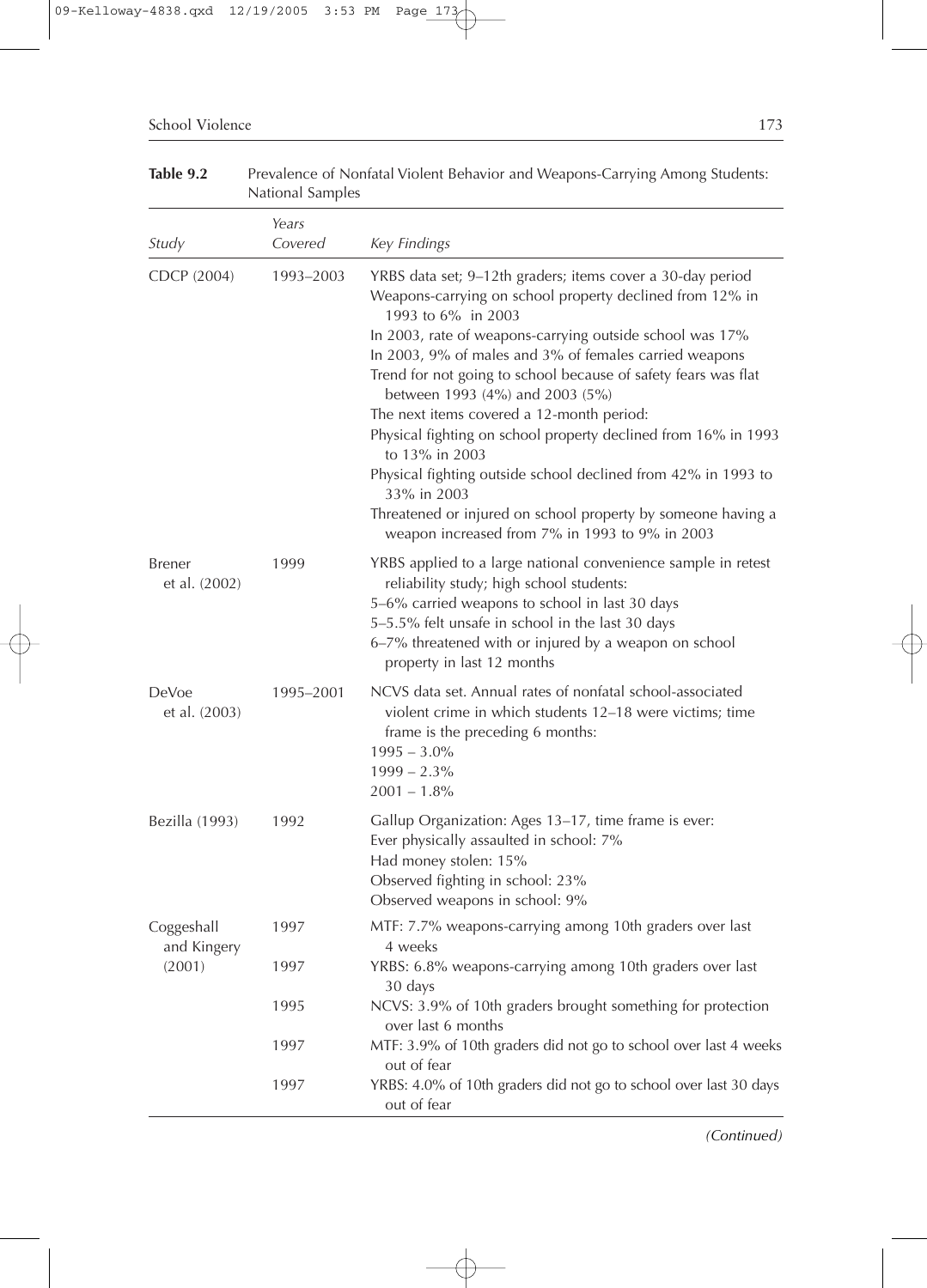**Table 9.2** Prevalence of Nonfatal Violent Behavior and Weapons-Carrying Among Students: National Samples

| *Study* | *Years Covered* | *Key Findings* |
|---|---|---|
| CDCP (2004) | 1993–2003 | YRBS data set; 9–12th graders; items cover a 30-day period<br>Weapons-carrying on school property declined from 12% in 1993 to 6% in 2003<br>In 2003, rate of weapons-carrying outside school was 17%<br>In 2003, 9% of males and 3% of females carried weapons<br>Trend for not going to school because of safety fears was flat between 1993 (4%) and 2003 (5%)<br>The next items covered a 12-month period:<br>Physical fighting on school property declined from 16% in 1993 to 13% in 2003<br>Physical fighting outside school declined from 42% in 1993 to 33% in 2003<br>Threatened or injured on school property by someone having a weapon increased from 7% in 1993 to 9% in 2003 |
| Brener et al. (2002) | 1999 | YRBS applied to a large national convenience sample in retest reliability study; high school students:<br>5–6% carried weapons to school in last 30 days<br>5–5.5% felt unsafe in school in the last 30 days<br>6–7% threatened with or injured by a weapon on school property in last 12 months |
| DeVoe et al. (2003) | 1995–2001 | NCVS data set. Annual rates of nonfatal school-associated violent crime in which students 12–18 were victims; time frame is the preceding 6 months:<br>1995 – 3.0%<br>1999 – 2.3%<br>2001 – 1.8% |
| Bezilla (1993) | 1992 | Gallup Organization: Ages 13–17, time frame is ever:<br>Ever physically assaulted in school: 7%<br>Had money stolen: 15%<br>Observed fighting in school: 23%<br>Observed weapons in school: 9% |
| Coggeshall and Kingery (2001) | 1997 | MTF: 7.7% weapons-carrying among 10th graders over last 4 weeks |
| | 1997 | YRBS: 6.8% weapons-carrying among 10th graders over last 30 days |
| | 1995 | NCVS: 3.9% of 10th graders brought something for protection over last 6 months |
| | 1997 | MTF: 3.9% of 10th graders did not go to school over last 4 weeks out of fear |
| | 1997 | YRBS: 4.0% of 10th graders did not go to school over last 30 days out of fear |

*(Continued)*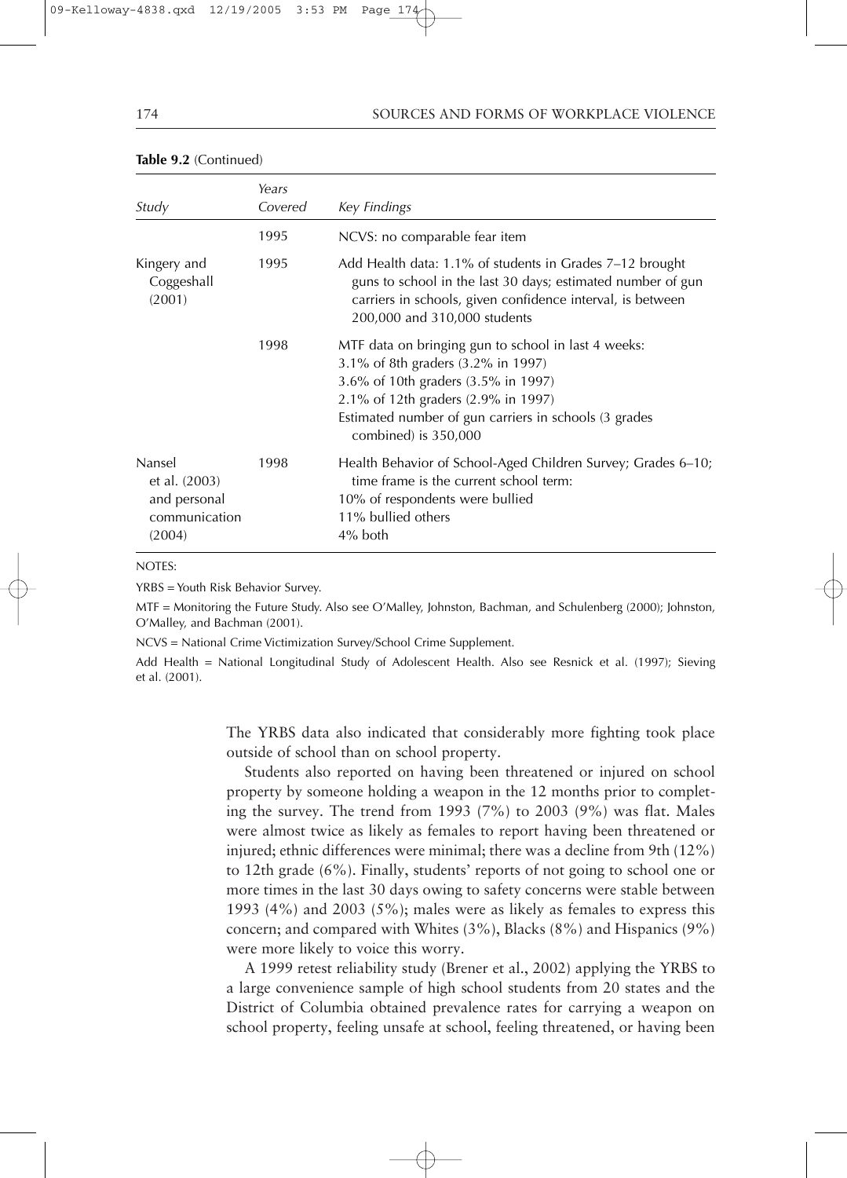**Table 9.2** (Continued)

| Study | Years Covered | Key Findings |
|---|---|---|
| | 1995 | NCVS: no comparable fear item |
| Kingery and Coggeshall (2001) | 1995 | Add Health data: 1.1% of students in Grades 7–12 brought guns to school in the last 30 days; estimated number of gun carriers in schools, given confidence interval, is between 200,000 and 310,000 students |
| | 1998 | MTF data on bringing gun to school in last 4 weeks:<br>3.1% of 8th graders (3.2% in 1997)<br>3.6% of 10th graders (3.5% in 1997)<br>2.1% of 12th graders (2.9% in 1997)<br>Estimated number of gun carriers in schools (3 grades combined) is 350,000 |
| Nansel et al. (2003) and personal communication (2004) | 1998 | Health Behavior of School-Aged Children Survey; Grades 6–10; time frame is the current school term:<br>10% of respondents were bullied<br>11% bullied others<br>4% both |

NOTES:

YRBS = Youth Risk Behavior Survey.

MTF = Monitoring the Future Study. Also see O'Malley, Johnston, Bachman, and Schulenberg (2000); Johnston, O'Malley, and Bachman (2001).

NCVS = National Crime Victimization Survey/School Crime Supplement.

Add Health = National Longitudinal Study of Adolescent Health. Also see Resnick et al. (1997); Sieving et al. (2001).

The YRBS data also indicated that considerably more fighting took place outside of school than on school property.

Students also reported on having been threatened or injured on school property by someone holding a weapon in the 12 months prior to completing the survey. The trend from 1993 (7%) to 2003 (9%) was flat. Males were almost twice as likely as females to report having been threatened or injured; ethnic differences were minimal; there was a decline from 9th (12%) to 12th grade (6%). Finally, students' reports of not going to school one or more times in the last 30 days owing to safety concerns were stable between 1993 (4%) and 2003 (5%); males were as likely as females to express this concern; and compared with Whites (3%), Blacks (8%) and Hispanics (9%) were more likely to voice this worry.

A 1999 retest reliability study (Brener et al., 2002) applying the YRBS to a large convenience sample of high school students from 20 states and the District of Columbia obtained prevalence rates for carrying a weapon on school property, feeling unsafe at school, feeling threatened, or having been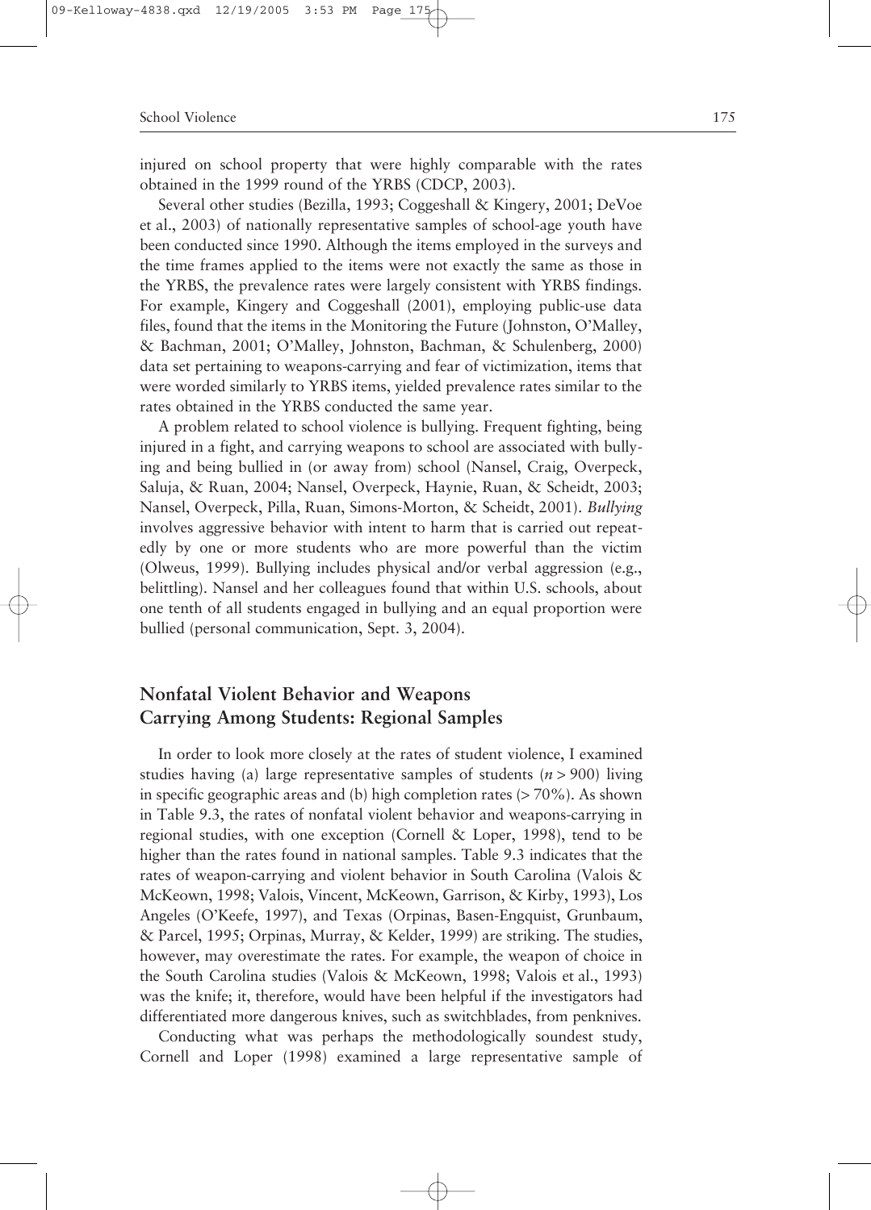injured on school property that were highly comparable with the rates obtained in the 1999 round of the YRBS (CDCP, 2003).

Several other studies (Bezilla, 1993; Coggeshall & Kingery, 2001; DeVoe et al., 2003) of nationally representative samples of school-age youth have been conducted since 1990. Although the items employed in the surveys and the time frames applied to the items were not exactly the same as those in the YRBS, the prevalence rates were largely consistent with YRBS findings. For example, Kingery and Coggeshall (2001), employing public-use data files, found that the items in the Monitoring the Future (Johnston, O'Malley, & Bachman, 2001; O'Malley, Johnston, Bachman, & Schulenberg, 2000) data set pertaining to weapons-carrying and fear of victimization, items that were worded similarly to YRBS items, yielded prevalence rates similar to the rates obtained in the YRBS conducted the same year.

A problem related to school violence is bullying. Frequent fighting, being injured in a fight, and carrying weapons to school are associated with bullying and being bullied in (or away from) school (Nansel, Craig, Overpeck, Saluja, & Ruan, 2004; Nansel, Overpeck, Haynie, Ruan, & Scheidt, 2003; Nansel, Overpeck, Pilla, Ruan, Simons-Morton, & Scheidt, 2001). *Bullying* involves aggressive behavior with intent to harm that is carried out repeatedly by one or more students who are more powerful than the victim (Olweus, 1999). Bullying includes physical and/or verbal aggression (e.g., belittling). Nansel and her colleagues found that within U.S. schools, about one tenth of all students engaged in bullying and an equal proportion were bullied (personal communication, Sept. 3, 2004).

## Nonfatal Violent Behavior and Weapons Carrying Among Students: Regional Samples

In order to look more closely at the rates of student violence, I examined studies having (a) large representative samples of students ($n > 900$) living in specific geographic areas and (b) high completion rates (> 70%). As shown in Table 9.3, the rates of nonfatal violent behavior and weapons-carrying in regional studies, with one exception (Cornell & Loper, 1998), tend to be higher than the rates found in national samples. Table 9.3 indicates that the rates of weapon-carrying and violent behavior in South Carolina (Valois & McKeown, 1998; Valois, Vincent, McKeown, Garrison, & Kirby, 1993), Los Angeles (O'Keefe, 1997), and Texas (Orpinas, Basen-Engquist, Grunbaum, & Parcel, 1995; Orpinas, Murray, & Kelder, 1999) are striking. The studies, however, may overestimate the rates. For example, the weapon of choice in the South Carolina studies (Valois & McKeown, 1998; Valois et al., 1993) was the knife; it, therefore, would have been helpful if the investigators had differentiated more dangerous knives, such as switchblades, from penknives.

Conducting what was perhaps the methodologically soundest study, Cornell and Loper (1998) examined a large representative sample of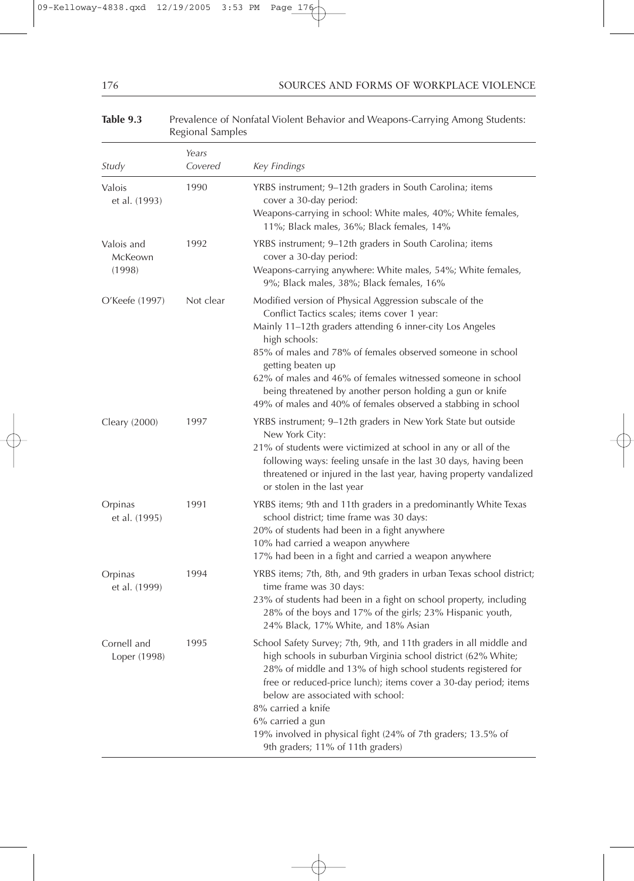**Table 9.3** Prevalence of Nonfatal Violent Behavior and Weapons-Carrying Among Students: Regional Samples

| *Study* | *Years Covered* | *Key Findings* |
|---|---|---|
| Valois et al. (1993) | 1990 | YRBS instrument; 9–12th graders in South Carolina; items cover a 30-day period:<br>Weapons-carrying in school: White males, 40%; White females, 11%; Black males, 36%; Black females, 14% |
| Valois and McKeown (1998) | 1992 | YRBS instrument; 9–12th graders in South Carolina; items cover a 30-day period:<br>Weapons-carrying anywhere: White males, 54%; White females, 9%; Black males, 38%; Black females, 16% |
| O'Keefe (1997) | Not clear | Modified version of Physical Aggression subscale of the Conflict Tactics scales; items cover 1 year:<br>Mainly 11–12th graders attending 6 inner-city Los Angeles high schools:<br>85% of males and 78% of females observed someone in school getting beaten up<br>62% of males and 46% of females witnessed someone in school being threatened by another person holding a gun or knife<br>49% of males and 40% of females observed a stabbing in school |
| Cleary (2000) | 1997 | YRBS instrument; 9–12th graders in New York State but outside New York City:<br>21% of students were victimized at school in any or all of the following ways: feeling unsafe in the last 30 days, having been threatened or injured in the last year, having property vandalized or stolen in the last year |
| Orpinas et al. (1995) | 1991 | YRBS items; 9th and 11th graders in a predominantly White Texas school district; time frame was 30 days:<br>20% of students had been in a fight anywhere<br>10% had carried a weapon anywhere<br>17% had been in a fight and carried a weapon anywhere |
| Orpinas et al. (1999) | 1994 | YRBS items; 7th, 8th, and 9th graders in urban Texas school district; time frame was 30 days:<br>23% of students had been in a fight on school property, including 28% of the boys and 17% of the girls; 23% Hispanic youth, 24% Black, 17% White, and 18% Asian |
| Cornell and Loper (1998) | 1995 | School Safety Survey; 7th, 9th, and 11th graders in all middle and high schools in suburban Virginia school district (62% White; 28% of middle and 13% of high school students registered for free or reduced-price lunch); items cover a 30-day period; items below are associated with school:<br>8% carried a knife<br>6% carried a gun<br>19% involved in physical fight (24% of 7th graders; 13.5% of 9th graders; 11% of 11th graders) |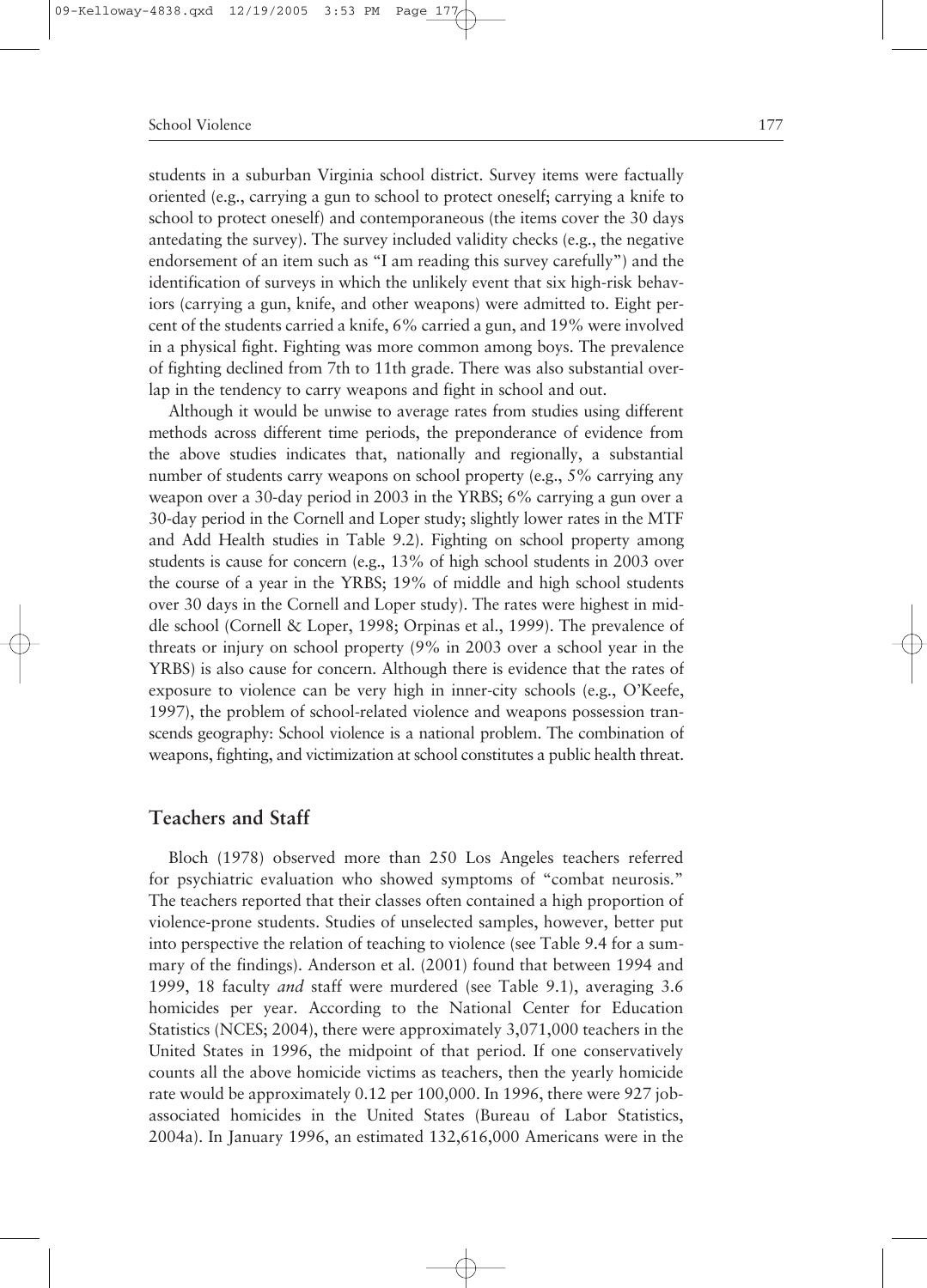students in a suburban Virginia school district. Survey items were factually oriented (e.g., carrying a gun to school to protect oneself; carrying a knife to school to protect oneself) and contemporaneous (the items cover the 30 days antedating the survey). The survey included validity checks (e.g., the negative endorsement of an item such as "I am reading this survey carefully") and the identification of surveys in which the unlikely event that six high-risk behaviors (carrying a gun, knife, and other weapons) were admitted to. Eight percent of the students carried a knife, 6% carried a gun, and 19% were involved in a physical fight. Fighting was more common among boys. The prevalence of fighting declined from 7th to 11th grade. There was also substantial overlap in the tendency to carry weapons and fight in school and out.

Although it would be unwise to average rates from studies using different methods across different time periods, the preponderance of evidence from the above studies indicates that, nationally and regionally, a substantial number of students carry weapons on school property (e.g., 5% carrying any weapon over a 30-day period in 2003 in the YRBS; 6% carrying a gun over a 30-day period in the Cornell and Loper study; slightly lower rates in the MTF and Add Health studies in Table 9.2). Fighting on school property among students is cause for concern (e.g., 13% of high school students in 2003 over the course of a year in the YRBS; 19% of middle and high school students over 30 days in the Cornell and Loper study). The rates were highest in middle school (Cornell & Loper, 1998; Orpinas et al., 1999). The prevalence of threats or injury on school property (9% in 2003 over a school year in the YRBS) is also cause for concern. Although there is evidence that the rates of exposure to violence can be very high in inner-city schools (e.g., O'Keefe, 1997), the problem of school-related violence and weapons possession transcends geography: School violence is a national problem. The combination of weapons, fighting, and victimization at school constitutes a public health threat.

## Teachers and Staff

Bloch (1978) observed more than 250 Los Angeles teachers referred for psychiatric evaluation who showed symptoms of "combat neurosis." The teachers reported that their classes often contained a high proportion of violence-prone students. Studies of unselected samples, however, better put into perspective the relation of teaching to violence (see Table 9.4 for a summary of the findings). Anderson et al. (2001) found that between 1994 and 1999, 18 faculty *and* staff were murdered (see Table 9.1), averaging 3.6 homicides per year. According to the National Center for Education Statistics (NCES; 2004), there were approximately 3,071,000 teachers in the United States in 1996, the midpoint of that period. If one conservatively counts all the above homicide victims as teachers, then the yearly homicide rate would be approximately 0.12 per 100,000. In 1996, there were 927 job-associated homicides in the United States (Bureau of Labor Statistics, 2004a). In January 1996, an estimated 132,616,000 Americans were in the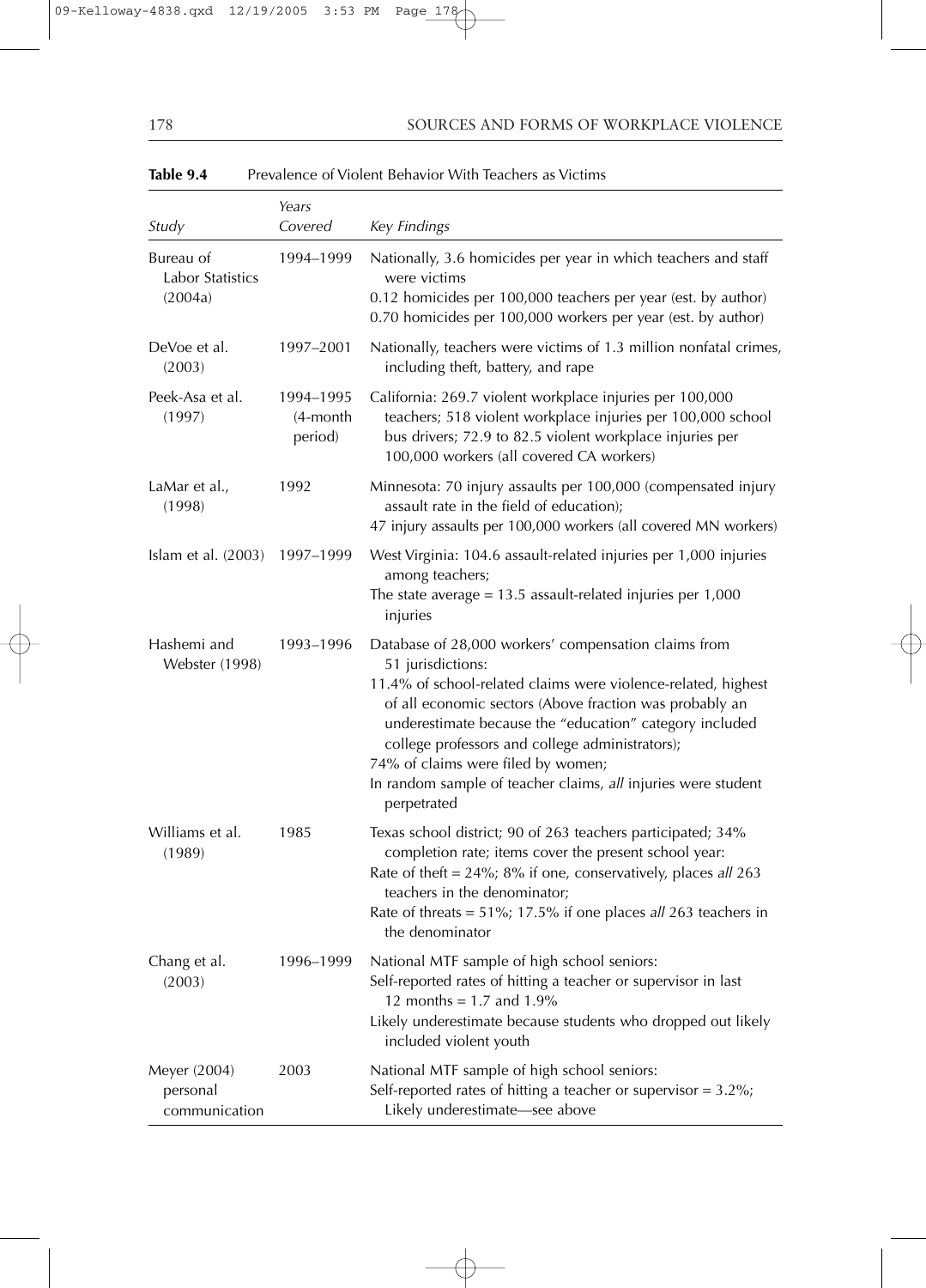**Table 9.4** Prevalence of Violent Behavior With Teachers as Victims

| *Study* | *Years Covered* | *Key Findings* |
|---|---|---|
| Bureau of Labor Statistics (2004a) | 1994–1999 | Nationally, 3.6 homicides per year in which teachers and staff were victims<br>0.12 homicides per 100,000 teachers per year (est. by author)<br>0.70 homicides per 100,000 workers per year (est. by author) |
| DeVoe et al. (2003) | 1997–2001 | Nationally, teachers were victims of 1.3 million nonfatal crimes, including theft, battery, and rape |
| Peek-Asa et al. (1997) | 1994–1995 (4-month period) | California: 269.7 violent workplace injuries per 100,000 teachers; 518 violent workplace injuries per 100,000 school bus drivers; 72.9 to 82.5 violent workplace injuries per 100,000 workers (all covered CA workers) |
| LaMar et al., (1998) | 1992 | Minnesota: 70 injury assaults per 100,000 (compensated injury assault rate in the field of education);<br>47 injury assaults per 100,000 workers (all covered MN workers) |
| Islam et al. (2003) | 1997–1999 | West Virginia: 104.6 assault-related injuries per 1,000 injuries among teachers;<br>The state average = 13.5 assault-related injuries per 1,000 injuries |
| Hashemi and Webster (1998) | 1993–1996 | Database of 28,000 workers' compensation claims from 51 jurisdictions:<br>11.4% of school-related claims were violence-related, highest of all economic sectors (Above fraction was probably an underestimate because the "education" category included college professors and college administrators);<br>74% of claims were filed by women;<br>In random sample of teacher claims, *all* injuries were student perpetrated |
| Williams et al. (1989) | 1985 | Texas school district; 90 of 263 teachers participated; 34% completion rate; items cover the present school year:<br>Rate of theft = 24%; 8% if one, conservatively, places *all* 263 teachers in the denominator;<br>Rate of threats = 51%; 17.5% if one places *all* 263 teachers in the denominator |
| Chang et al. (2003) | 1996–1999 | National MTF sample of high school seniors:<br>Self-reported rates of hitting a teacher or supervisor in last 12 months = 1.7 and 1.9%<br>Likely underestimate because students who dropped out likely included violent youth |
| Meyer (2004) personal communication | 2003 | National MTF sample of high school seniors:<br>Self-reported rates of hitting a teacher or supervisor = 3.2%;<br>Likely underestimate—see above |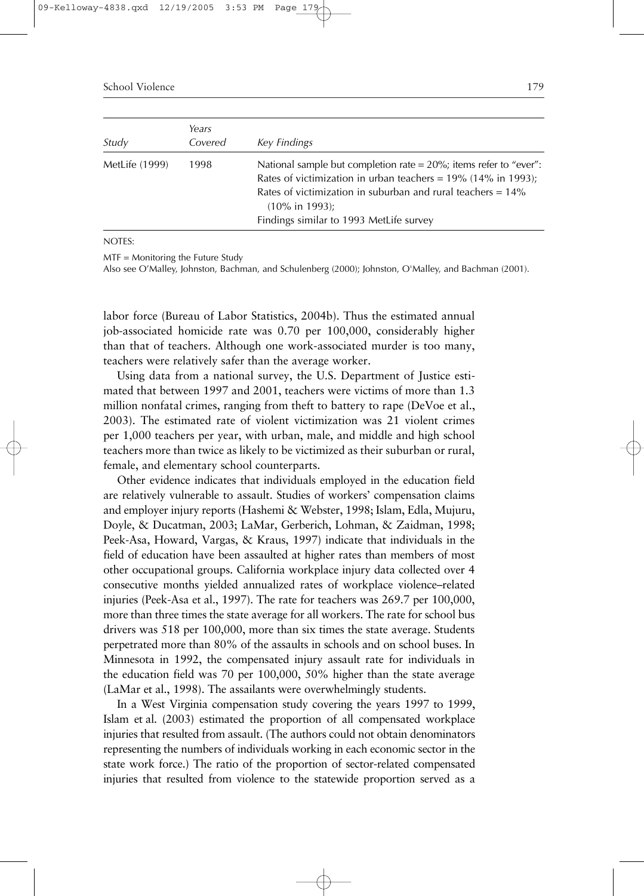| Study | Years Covered | Key Findings |
|---|---|---|
| MetLife (1999) | 1998 | National sample but completion rate = 20%; items refer to "ever": Rates of victimization in urban teachers = 19% (14% in 1993); Rates of victimization in suburban and rural teachers = 14% (10% in 1993); Findings similar to 1993 MetLife survey |

NOTES:

MTF = Monitoring the Future Study

Also see O'Malley, Johnston, Bachman, and Schulenberg (2000); Johnston, O'Malley, and Bachman (2001).

labor force (Bureau of Labor Statistics, 2004b). Thus the estimated annual job-associated homicide rate was 0.70 per 100,000, considerably higher than that of teachers. Although one work-associated murder is too many, teachers were relatively safer than the average worker.

Using data from a national survey, the U.S. Department of Justice estimated that between 1997 and 2001, teachers were victims of more than 1.3 million nonfatal crimes, ranging from theft to battery to rape (DeVoe et al., 2003). The estimated rate of violent victimization was 21 violent crimes per 1,000 teachers per year, with urban, male, and middle and high school teachers more than twice as likely to be victimized as their suburban or rural, female, and elementary school counterparts.

Other evidence indicates that individuals employed in the education field are relatively vulnerable to assault. Studies of workers' compensation claims and employer injury reports (Hashemi & Webster, 1998; Islam, Edla, Mujuru, Doyle, & Ducatman, 2003; LaMar, Gerberich, Lohman, & Zaidman, 1998; Peek-Asa, Howard, Vargas, & Kraus, 1997) indicate that individuals in the field of education have been assaulted at higher rates than members of most other occupational groups. California workplace injury data collected over 4 consecutive months yielded annualized rates of workplace violence–related injuries (Peek-Asa et al., 1997). The rate for teachers was 269.7 per 100,000, more than three times the state average for all workers. The rate for school bus drivers was 518 per 100,000, more than six times the state average. Students perpetrated more than 80% of the assaults in schools and on school buses. In Minnesota in 1992, the compensated injury assault rate for individuals in the education field was 70 per 100,000, 50% higher than the state average (LaMar et al., 1998). The assailants were overwhelmingly students.

In a West Virginia compensation study covering the years 1997 to 1999, Islam et al. (2003) estimated the proportion of all compensated workplace injuries that resulted from assault. (The authors could not obtain denominators representing the numbers of individuals working in each economic sector in the state work force.) The ratio of the proportion of sector-related compensated injuries that resulted from violence to the statewide proportion served as a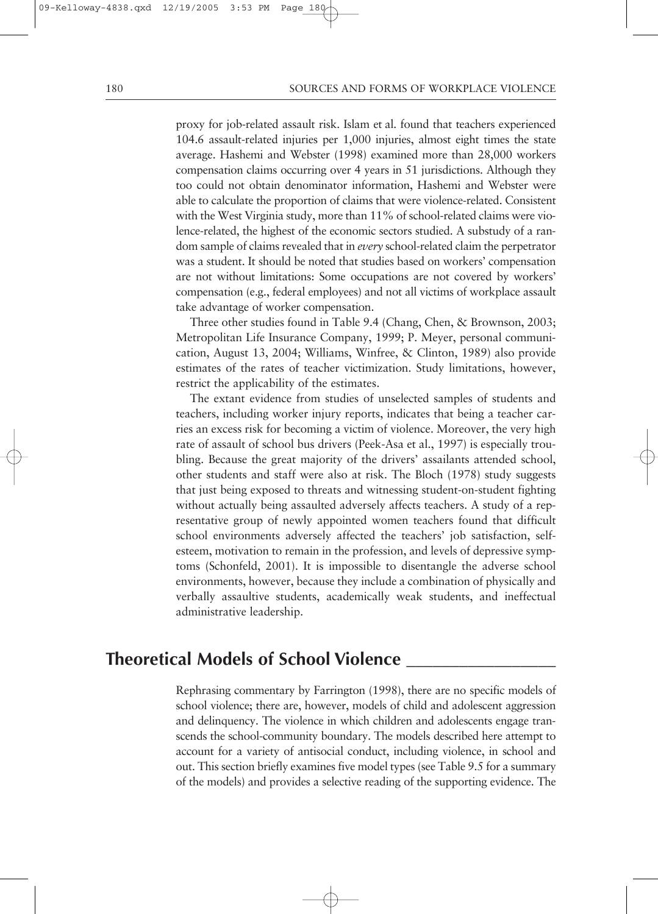proxy for job-related assault risk. Islam et al. found that teachers experienced 104.6 assault-related injuries per 1,000 injuries, almost eight times the state average. Hashemi and Webster (1998) examined more than 28,000 workers compensation claims occurring over 4 years in 51 jurisdictions. Although they too could not obtain denominator information, Hashemi and Webster were able to calculate the proportion of claims that were violence-related. Consistent with the West Virginia study, more than 11% of school-related claims were violence-related, the highest of the economic sectors studied. A substudy of a random sample of claims revealed that in *every* school-related claim the perpetrator was a student. It should be noted that studies based on workers' compensation are not without limitations: Some occupations are not covered by workers' compensation (e.g., federal employees) and not all victims of workplace assault take advantage of worker compensation.

Three other studies found in Table 9.4 (Chang, Chen, & Brownson, 2003; Metropolitan Life Insurance Company, 1999; P. Meyer, personal communication, August 13, 2004; Williams, Winfree, & Clinton, 1989) also provide estimates of the rates of teacher victimization. Study limitations, however, restrict the applicability of the estimates.

The extant evidence from studies of unselected samples of students and teachers, including worker injury reports, indicates that being a teacher carries an excess risk for becoming a victim of violence. Moreover, the very high rate of assault of school bus drivers (Peek-Asa et al., 1997) is especially troubling. Because the great majority of the drivers' assailants attended school, other students and staff were also at risk. The Bloch (1978) study suggests that just being exposed to threats and witnessing student-on-student fighting without actually being assaulted adversely affects teachers. A study of a representative group of newly appointed women teachers found that difficult school environments adversely affected the teachers' job satisfaction, self-esteem, motivation to remain in the profession, and levels of depressive symptoms (Schonfeld, 2001). It is impossible to disentangle the adverse school environments, however, because they include a combination of physically and verbally assaultive students, academically weak students, and ineffectual administrative leadership.

## Theoretical Models of School Violence

Rephrasing commentary by Farrington (1998), there are no specific models of school violence; there are, however, models of child and adolescent aggression and delinquency. The violence in which children and adolescents engage transcends the school-community boundary. The models described here attempt to account for a variety of antisocial conduct, including violence, in school and out. This section briefly examines five model types (see Table 9.5 for a summary of the models) and provides a selective reading of the supporting evidence. The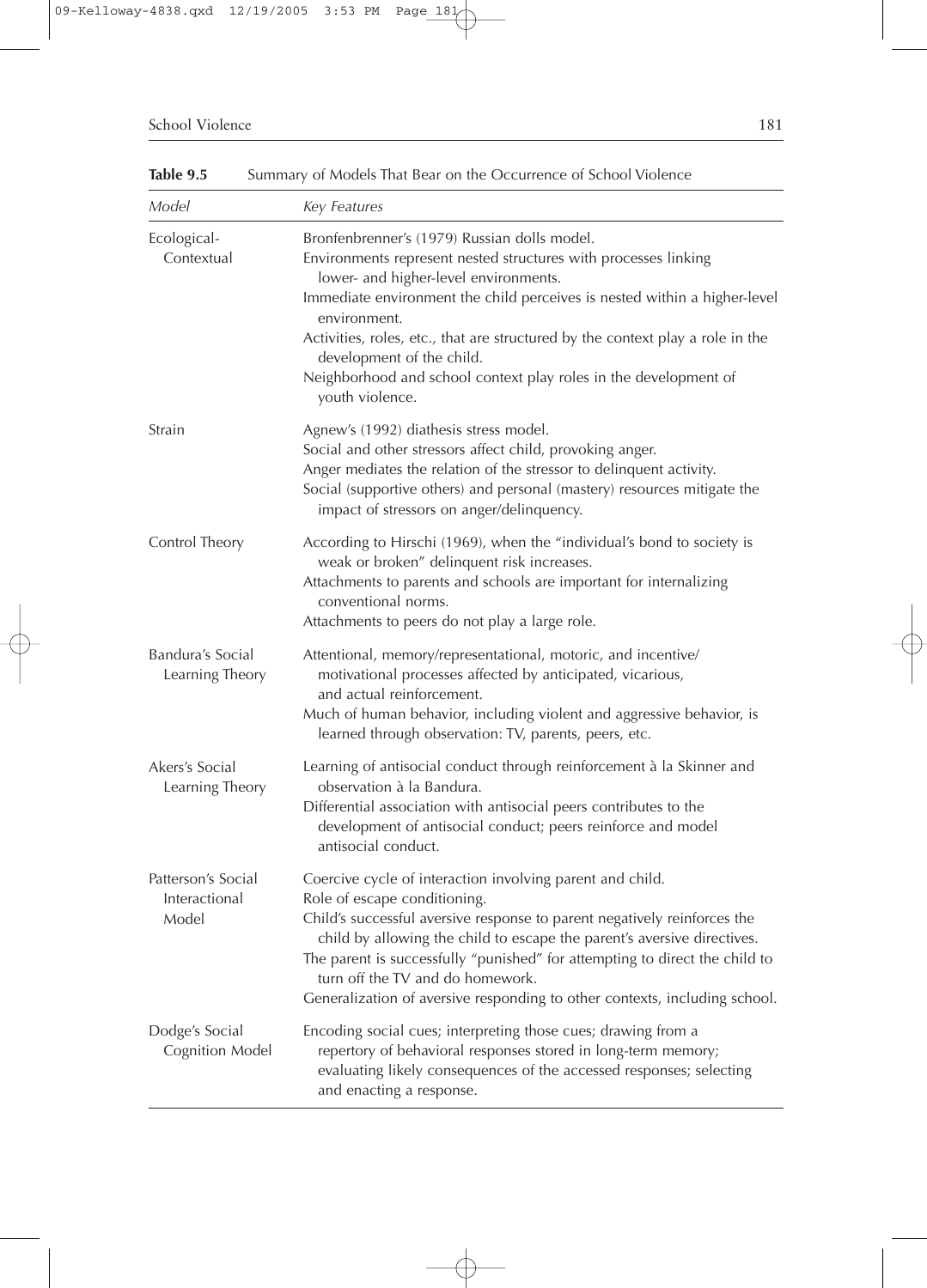**Table 9.5** Summary of Models That Bear on the Occurrence of School Violence

| *Model* | *Key Features* |
| --- | --- |
| Ecological-Contextual | Bronfenbrenner's (1979) Russian dolls model.<br>Environments represent nested structures with processes linking lower- and higher-level environments.<br>Immediate environment the child perceives is nested within a higher-level environment.<br>Activities, roles, etc., that are structured by the context play a role in the development of the child.<br>Neighborhood and school context play roles in the development of youth violence. |
| Strain | Agnew's (1992) diathesis stress model.<br>Social and other stressors affect child, provoking anger.<br>Anger mediates the relation of the stressor to delinquent activity.<br>Social (supportive others) and personal (mastery) resources mitigate the impact of stressors on anger/delinquency. |
| Control Theory | According to Hirschi (1969), when the "individual's bond to society is weak or broken" delinquent risk increases.<br>Attachments to parents and schools are important for internalizing conventional norms.<br>Attachments to peers do not play a large role. |
| Bandura's Social Learning Theory | Attentional, memory/representational, motoric, and incentive/motivational processes affected by anticipated, vicarious, and actual reinforcement.<br>Much of human behavior, including violent and aggressive behavior, is learned through observation: TV, parents, peers, etc. |
| Akers's Social Learning Theory | Learning of antisocial conduct through reinforcement à la Skinner and observation à la Bandura.<br>Differential association with antisocial peers contributes to the development of antisocial conduct; peers reinforce and model antisocial conduct. |
| Patterson's Social Interactional Model | Coercive cycle of interaction involving parent and child.<br>Role of escape conditioning.<br>Child's successful aversive response to parent negatively reinforces the child by allowing the child to escape the parent's aversive directives.<br>The parent is successfully "punished" for attempting to direct the child to turn off the TV and do homework.<br>Generalization of aversive responding to other contexts, including school. |
| Dodge's Social Cognition Model | Encoding social cues; interpreting those cues; drawing from a repertory of behavioral responses stored in long-term memory; evaluating likely consequences of the accessed responses; selecting and enacting a response. |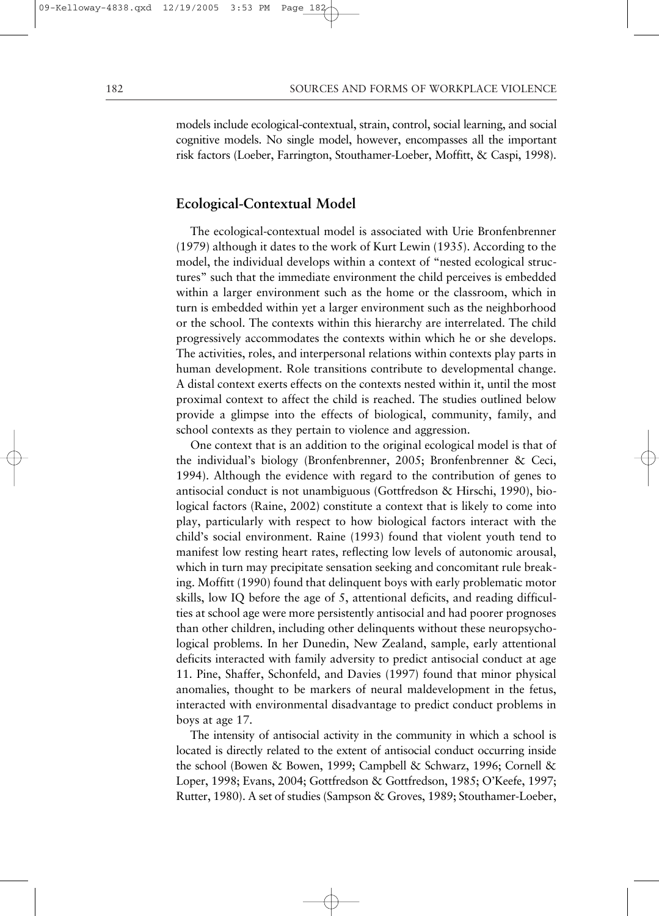models include ecological-contextual, strain, control, social learning, and social cognitive models. No single model, however, encompasses all the important risk factors (Loeber, Farrington, Stouthamer-Loeber, Moffitt, & Caspi, 1998).

## Ecological-Contextual Model

The ecological-contextual model is associated with Urie Bronfenbrenner (1979) although it dates to the work of Kurt Lewin (1935). According to the model, the individual develops within a context of "nested ecological structures" such that the immediate environment the child perceives is embedded within a larger environment such as the home or the classroom, which in turn is embedded within yet a larger environment such as the neighborhood or the school. The contexts within this hierarchy are interrelated. The child progressively accommodates the contexts within which he or she develops. The activities, roles, and interpersonal relations within contexts play parts in human development. Role transitions contribute to developmental change. A distal context exerts effects on the contexts nested within it, until the most proximal context to affect the child is reached. The studies outlined below provide a glimpse into the effects of biological, community, family, and school contexts as they pertain to violence and aggression.

One context that is an addition to the original ecological model is that of the individual's biology (Bronfenbrenner, 2005; Bronfenbrenner & Ceci, 1994). Although the evidence with regard to the contribution of genes to antisocial conduct is not unambiguous (Gottfredson & Hirschi, 1990), biological factors (Raine, 2002) constitute a context that is likely to come into play, particularly with respect to how biological factors interact with the child's social environment. Raine (1993) found that violent youth tend to manifest low resting heart rates, reflecting low levels of autonomic arousal, which in turn may precipitate sensation seeking and concomitant rule breaking. Moffitt (1990) found that delinquent boys with early problematic motor skills, low IQ before the age of 5, attentional deficits, and reading difficulties at school age were more persistently antisocial and had poorer prognoses than other children, including other delinquents without these neuropsychological problems. In her Dunedin, New Zealand, sample, early attentional deficits interacted with family adversity to predict antisocial conduct at age 11. Pine, Shaffer, Schonfeld, and Davies (1997) found that minor physical anomalies, thought to be markers of neural maldevelopment in the fetus, interacted with environmental disadvantage to predict conduct problems in boys at age 17.

The intensity of antisocial activity in the community in which a school is located is directly related to the extent of antisocial conduct occurring inside the school (Bowen & Bowen, 1999; Campbell & Schwarz, 1996; Cornell & Loper, 1998; Evans, 2004; Gottfredson & Gottfredson, 1985; O'Keefe, 1997; Rutter, 1980). A set of studies (Sampson & Groves, 1989; Stouthamer-Loeber,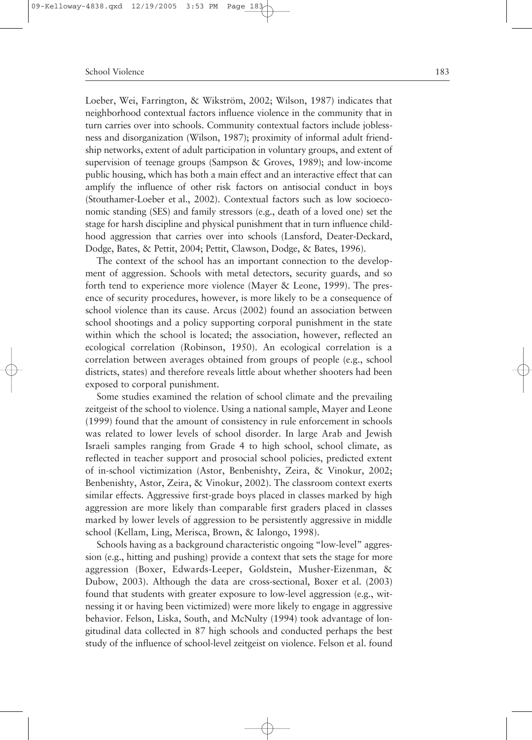Loeber, Wei, Farrington, & Wikström, 2002; Wilson, 1987) indicates that neighborhood contextual factors influence violence in the community that in turn carries over into schools. Community contextual factors include joblessness and disorganization (Wilson, 1987); proximity of informal adult friendship networks, extent of adult participation in voluntary groups, and extent of supervision of teenage groups (Sampson & Groves, 1989); and low-income public housing, which has both a main effect and an interactive effect that can amplify the influence of other risk factors on antisocial conduct in boys (Stouthamer-Loeber et al., 2002). Contextual factors such as low socioeconomic standing (SES) and family stressors (e.g., death of a loved one) set the stage for harsh discipline and physical punishment that in turn influence childhood aggression that carries over into schools (Lansford, Deater-Deckard, Dodge, Bates, & Pettit, 2004; Pettit, Clawson, Dodge, & Bates, 1996).

The context of the school has an important connection to the development of aggression. Schools with metal detectors, security guards, and so forth tend to experience more violence (Mayer & Leone, 1999). The presence of security procedures, however, is more likely to be a consequence of school violence than its cause. Arcus (2002) found an association between school shootings and a policy supporting corporal punishment in the state within which the school is located; the association, however, reflected an ecological correlation (Robinson, 1950). An ecological correlation is a correlation between averages obtained from groups of people (e.g., school districts, states) and therefore reveals little about whether shooters had been exposed to corporal punishment.

Some studies examined the relation of school climate and the prevailing zeitgeist of the school to violence. Using a national sample, Mayer and Leone (1999) found that the amount of consistency in rule enforcement in schools was related to lower levels of school disorder. In large Arab and Jewish Israeli samples ranging from Grade 4 to high school, school climate, as reflected in teacher support and prosocial school policies, predicted extent of in-school victimization (Astor, Benbenishty, Zeira, & Vinokur, 2002; Benbenishty, Astor, Zeira, & Vinokur, 2002). The classroom context exerts similar effects. Aggressive first-grade boys placed in classes marked by high aggression are more likely than comparable first graders placed in classes marked by lower levels of aggression to be persistently aggressive in middle school (Kellam, Ling, Merisca, Brown, & Ialongo, 1998).

Schools having as a background characteristic ongoing "low-level" aggression (e.g., hitting and pushing) provide a context that sets the stage for more aggression (Boxer, Edwards-Leeper, Goldstein, Musher-Eizenman, & Dubow, 2003). Although the data are cross-sectional, Boxer et al. (2003) found that students with greater exposure to low-level aggression (e.g., witnessing it or having been victimized) were more likely to engage in aggressive behavior. Felson, Liska, South, and McNulty (1994) took advantage of longitudinal data collected in 87 high schools and conducted perhaps the best study of the influence of school-level zeitgeist on violence. Felson et al. found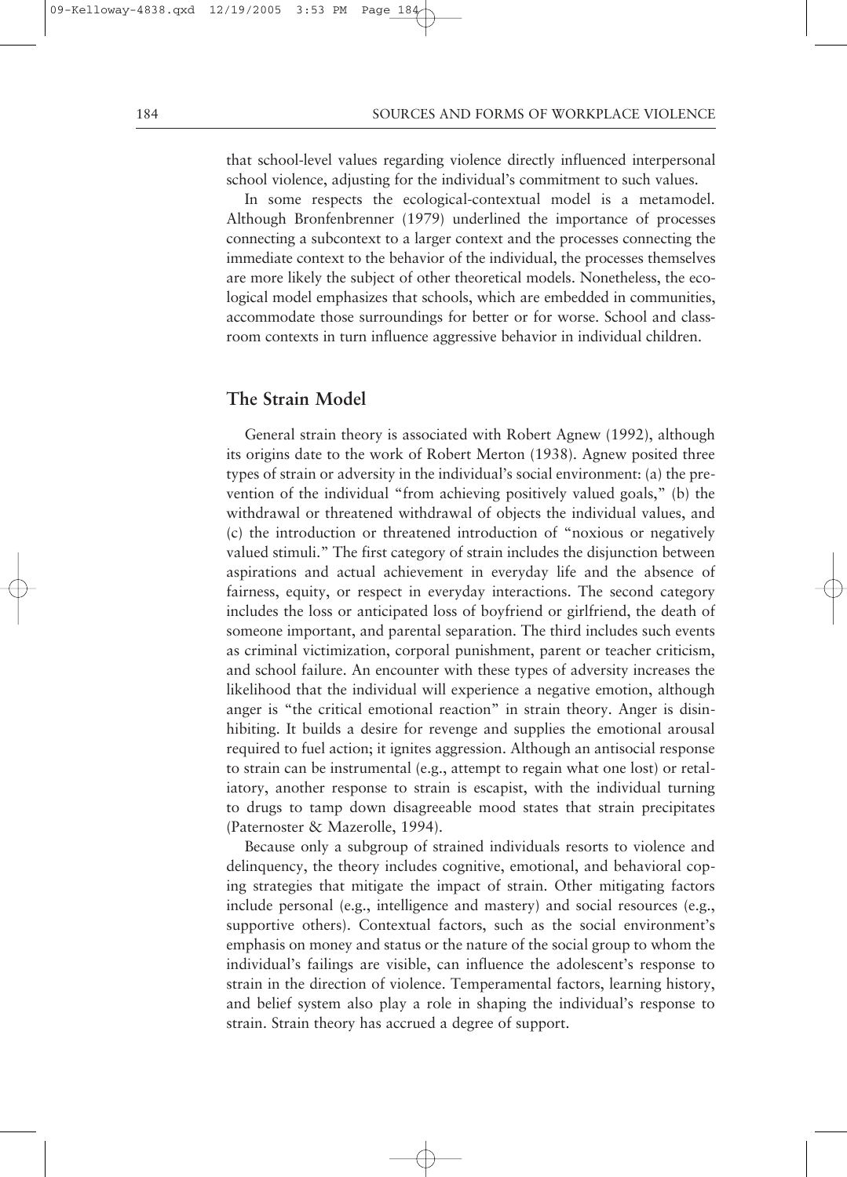that school-level values regarding violence directly influenced interpersonal school violence, adjusting for the individual's commitment to such values.

In some respects the ecological-contextual model is a metamodel. Although Bronfenbrenner (1979) underlined the importance of processes connecting a subcontext to a larger context and the processes connecting the immediate context to the behavior of the individual, the processes themselves are more likely the subject of other theoretical models. Nonetheless, the ecological model emphasizes that schools, which are embedded in communities, accommodate those surroundings for better or for worse. School and classroom contexts in turn influence aggressive behavior in individual children.

## The Strain Model

General strain theory is associated with Robert Agnew (1992), although its origins date to the work of Robert Merton (1938). Agnew posited three types of strain or adversity in the individual's social environment: (a) the prevention of the individual "from achieving positively valued goals," (b) the withdrawal or threatened withdrawal of objects the individual values, and (c) the introduction or threatened introduction of "noxious or negatively valued stimuli." The first category of strain includes the disjunction between aspirations and actual achievement in everyday life and the absence of fairness, equity, or respect in everyday interactions. The second category includes the loss or anticipated loss of boyfriend or girlfriend, the death of someone important, and parental separation. The third includes such events as criminal victimization, corporal punishment, parent or teacher criticism, and school failure. An encounter with these types of adversity increases the likelihood that the individual will experience a negative emotion, although anger is "the critical emotional reaction" in strain theory. Anger is disinhibiting. It builds a desire for revenge and supplies the emotional arousal required to fuel action; it ignites aggression. Although an antisocial response to strain can be instrumental (e.g., attempt to regain what one lost) or retaliatory, another response to strain is escapist, with the individual turning to drugs to tamp down disagreeable mood states that strain precipitates (Paternoster & Mazerolle, 1994).

Because only a subgroup of strained individuals resorts to violence and delinquency, the theory includes cognitive, emotional, and behavioral coping strategies that mitigate the impact of strain. Other mitigating factors include personal (e.g., intelligence and mastery) and social resources (e.g., supportive others). Contextual factors, such as the social environment's emphasis on money and status or the nature of the social group to whom the individual's failings are visible, can influence the adolescent's response to strain in the direction of violence. Temperamental factors, learning history, and belief system also play a role in shaping the individual's response to strain. Strain theory has accrued a degree of support.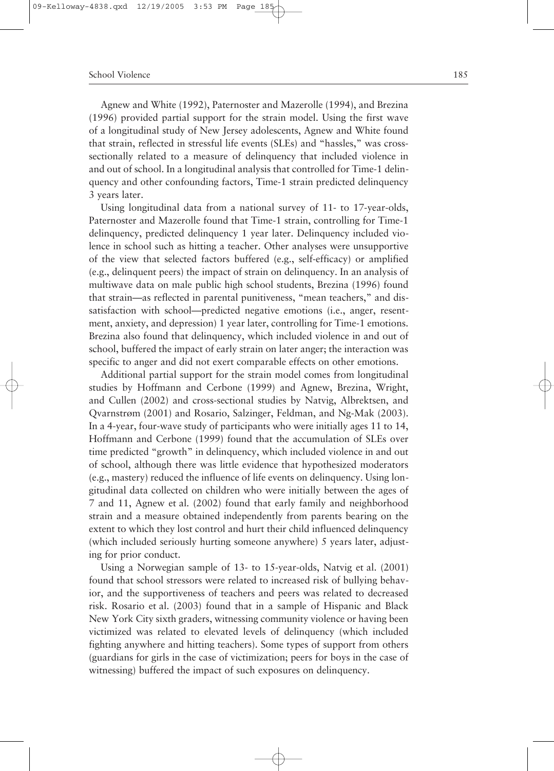Agnew and White (1992), Paternoster and Mazerolle (1994), and Brezina (1996) provided partial support for the strain model. Using the first wave of a longitudinal study of New Jersey adolescents, Agnew and White found that strain, reflected in stressful life events (SLEs) and "hassles," was cross-sectionally related to a measure of delinquency that included violence in and out of school. In a longitudinal analysis that controlled for Time-1 delinquency and other confounding factors, Time-1 strain predicted delinquency 3 years later.

Using longitudinal data from a national survey of 11- to 17-year-olds, Paternoster and Mazerolle found that Time-1 strain, controlling for Time-1 delinquency, predicted delinquency 1 year later. Delinquency included violence in school such as hitting a teacher. Other analyses were unsupportive of the view that selected factors buffered (e.g., self-efficacy) or amplified (e.g., delinquent peers) the impact of strain on delinquency. In an analysis of multiwave data on male public high school students, Brezina (1996) found that strain—as reflected in parental punitiveness, "mean teachers," and dissatisfaction with school—predicted negative emotions (i.e., anger, resentment, anxiety, and depression) 1 year later, controlling for Time-1 emotions. Brezina also found that delinquency, which included violence in and out of school, buffered the impact of early strain on later anger; the interaction was specific to anger and did not exert comparable effects on other emotions.

Additional partial support for the strain model comes from longitudinal studies by Hoffmann and Cerbone (1999) and Agnew, Brezina, Wright, and Cullen (2002) and cross-sectional studies by Natvig, Albrektsen, and Qvarnstrøm (2001) and Rosario, Salzinger, Feldman, and Ng-Mak (2003). In a 4-year, four-wave study of participants who were initially ages 11 to 14, Hoffmann and Cerbone (1999) found that the accumulation of SLEs over time predicted "growth" in delinquency, which included violence in and out of school, although there was little evidence that hypothesized moderators (e.g., mastery) reduced the influence of life events on delinquency. Using longitudinal data collected on children who were initially between the ages of 7 and 11, Agnew et al. (2002) found that early family and neighborhood strain and a measure obtained independently from parents bearing on the extent to which they lost control and hurt their child influenced delinquency (which included seriously hurting someone anywhere) 5 years later, adjusting for prior conduct.

Using a Norwegian sample of 13- to 15-year-olds, Natvig et al. (2001) found that school stressors were related to increased risk of bullying behavior, and the supportiveness of teachers and peers was related to decreased risk. Rosario et al. (2003) found that in a sample of Hispanic and Black New York City sixth graders, witnessing community violence or having been victimized was related to elevated levels of delinquency (which included fighting anywhere and hitting teachers). Some types of support from others (guardians for girls in the case of victimization; peers for boys in the case of witnessing) buffered the impact of such exposures on delinquency.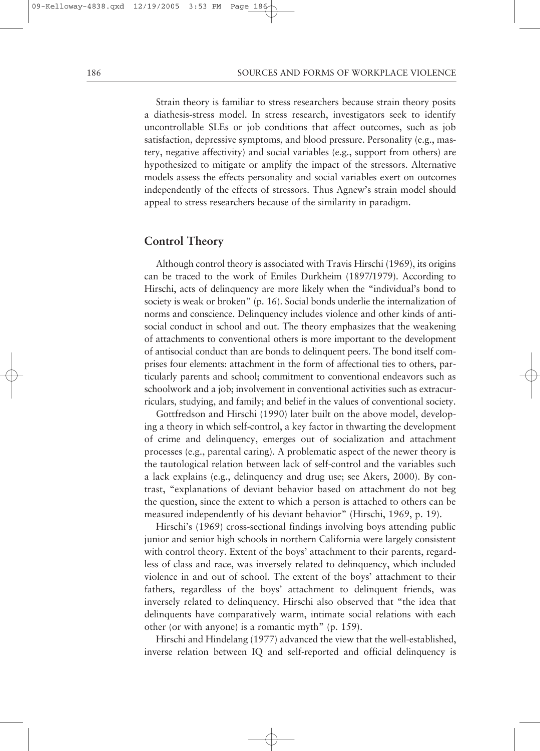Strain theory is familiar to stress researchers because strain theory posits a diathesis-stress model. In stress research, investigators seek to identify uncontrollable SLEs or job conditions that affect outcomes, such as job satisfaction, depressive symptoms, and blood pressure. Personality (e.g., mastery, negative affectivity) and social variables (e.g., support from others) are hypothesized to mitigate or amplify the impact of the stressors. Alternative models assess the effects personality and social variables exert on outcomes independently of the effects of stressors. Thus Agnew's strain model should appeal to stress researchers because of the similarity in paradigm.

## Control Theory

Although control theory is associated with Travis Hirschi (1969), its origins can be traced to the work of Emiles Durkheim (1897/1979). According to Hirschi, acts of delinquency are more likely when the "individual's bond to society is weak or broken" (p. 16). Social bonds underlie the internalization of norms and conscience. Delinquency includes violence and other kinds of antisocial conduct in school and out. The theory emphasizes that the weakening of attachments to conventional others is more important to the development of antisocial conduct than are bonds to delinquent peers. The bond itself comprises four elements: attachment in the form of affectional ties to others, particularly parents and school; commitment to conventional endeavors such as schoolwork and a job; involvement in conventional activities such as extracurriculars, studying, and family; and belief in the values of conventional society.

Gottfredson and Hirschi (1990) later built on the above model, developing a theory in which self-control, a key factor in thwarting the development of crime and delinquency, emerges out of socialization and attachment processes (e.g., parental caring). A problematic aspect of the newer theory is the tautological relation between lack of self-control and the variables such a lack explains (e.g., delinquency and drug use; see Akers, 2000). By contrast, "explanations of deviant behavior based on attachment do not beg the question, since the extent to which a person is attached to others can be measured independently of his deviant behavior" (Hirschi, 1969, p. 19).

Hirschi's (1969) cross-sectional findings involving boys attending public junior and senior high schools in northern California were largely consistent with control theory. Extent of the boys' attachment to their parents, regardless of class and race, was inversely related to delinquency, which included violence in and out of school. The extent of the boys' attachment to their fathers, regardless of the boys' attachment to delinquent friends, was inversely related to delinquency. Hirschi also observed that "the idea that delinquents have comparatively warm, intimate social relations with each other (or with anyone) is a romantic myth" (p. 159).

Hirschi and Hindelang (1977) advanced the view that the well-established, inverse relation between IQ and self-reported and official delinquency is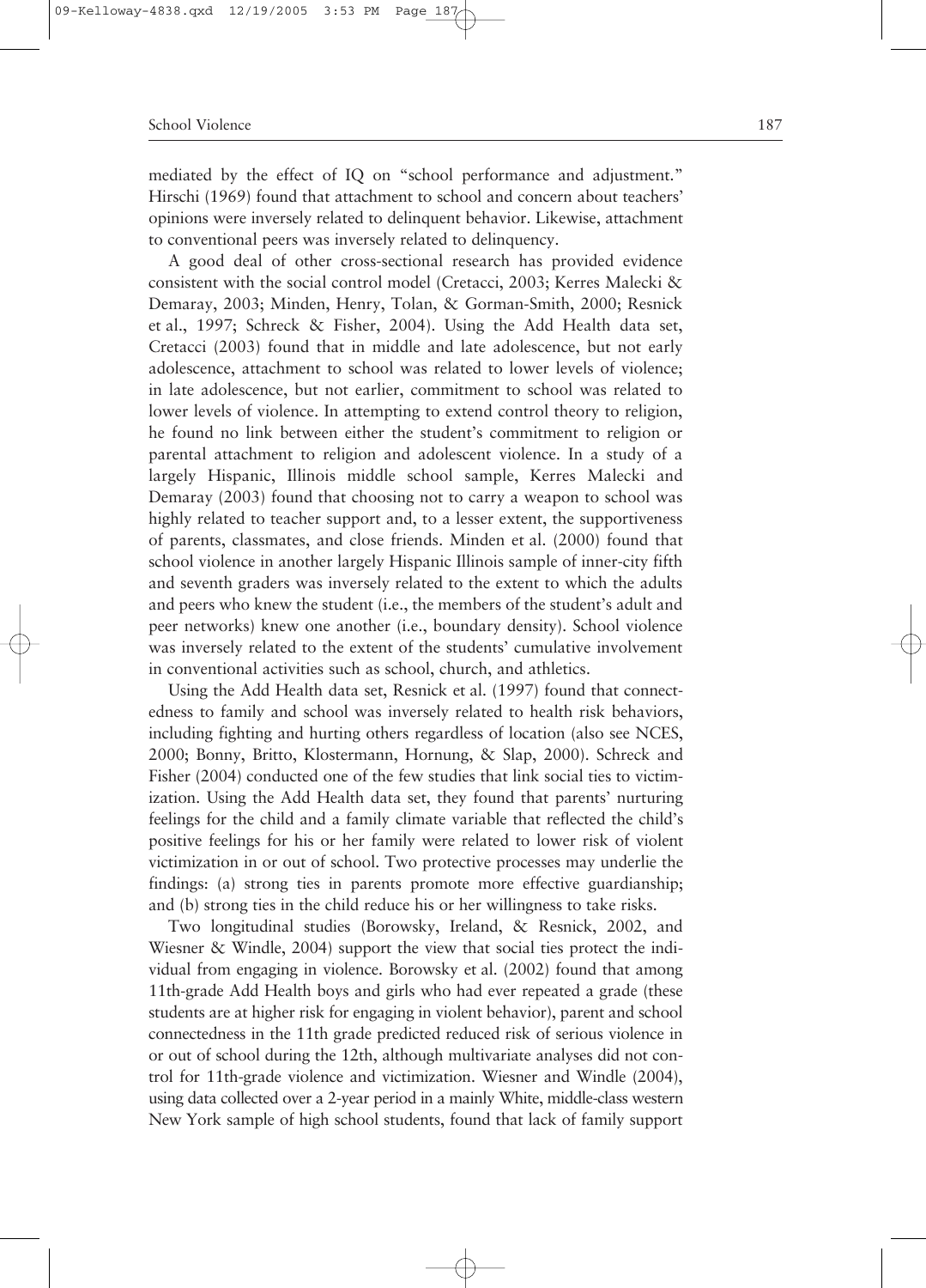mediated by the effect of IQ on "school performance and adjustment." Hirschi (1969) found that attachment to school and concern about teachers' opinions were inversely related to delinquent behavior. Likewise, attachment to conventional peers was inversely related to delinquency.

A good deal of other cross-sectional research has provided evidence consistent with the social control model (Cretacci, 2003; Kerres Malecki & Demaray, 2003; Minden, Henry, Tolan, & Gorman-Smith, 2000; Resnick et al., 1997; Schreck & Fisher, 2004). Using the Add Health data set, Cretacci (2003) found that in middle and late adolescence, but not early adolescence, attachment to school was related to lower levels of violence; in late adolescence, but not earlier, commitment to school was related to lower levels of violence. In attempting to extend control theory to religion, he found no link between either the student's commitment to religion or parental attachment to religion and adolescent violence. In a study of a largely Hispanic, Illinois middle school sample, Kerres Malecki and Demaray (2003) found that choosing not to carry a weapon to school was highly related to teacher support and, to a lesser extent, the supportiveness of parents, classmates, and close friends. Minden et al. (2000) found that school violence in another largely Hispanic Illinois sample of inner-city fifth and seventh graders was inversely related to the extent to which the adults and peers who knew the student (i.e., the members of the student's adult and peer networks) knew one another (i.e., boundary density). School violence was inversely related to the extent of the students' cumulative involvement in conventional activities such as school, church, and athletics.

Using the Add Health data set, Resnick et al. (1997) found that connectedness to family and school was inversely related to health risk behaviors, including fighting and hurting others regardless of location (also see NCES, 2000; Bonny, Britto, Klostermann, Hornung, & Slap, 2000). Schreck and Fisher (2004) conducted one of the few studies that link social ties to victimization. Using the Add Health data set, they found that parents' nurturing feelings for the child and a family climate variable that reflected the child's positive feelings for his or her family were related to lower risk of violent victimization in or out of school. Two protective processes may underlie the findings: (a) strong ties in parents promote more effective guardianship; and (b) strong ties in the child reduce his or her willingness to take risks.

Two longitudinal studies (Borowsky, Ireland, & Resnick, 2002, and Wiesner & Windle, 2004) support the view that social ties protect the individual from engaging in violence. Borowsky et al. (2002) found that among 11th-grade Add Health boys and girls who had ever repeated a grade (these students are at higher risk for engaging in violent behavior), parent and school connectedness in the 11th grade predicted reduced risk of serious violence in or out of school during the 12th, although multivariate analyses did not control for 11th-grade violence and victimization. Wiesner and Windle (2004), using data collected over a 2-year period in a mainly White, middle-class western New York sample of high school students, found that lack of family support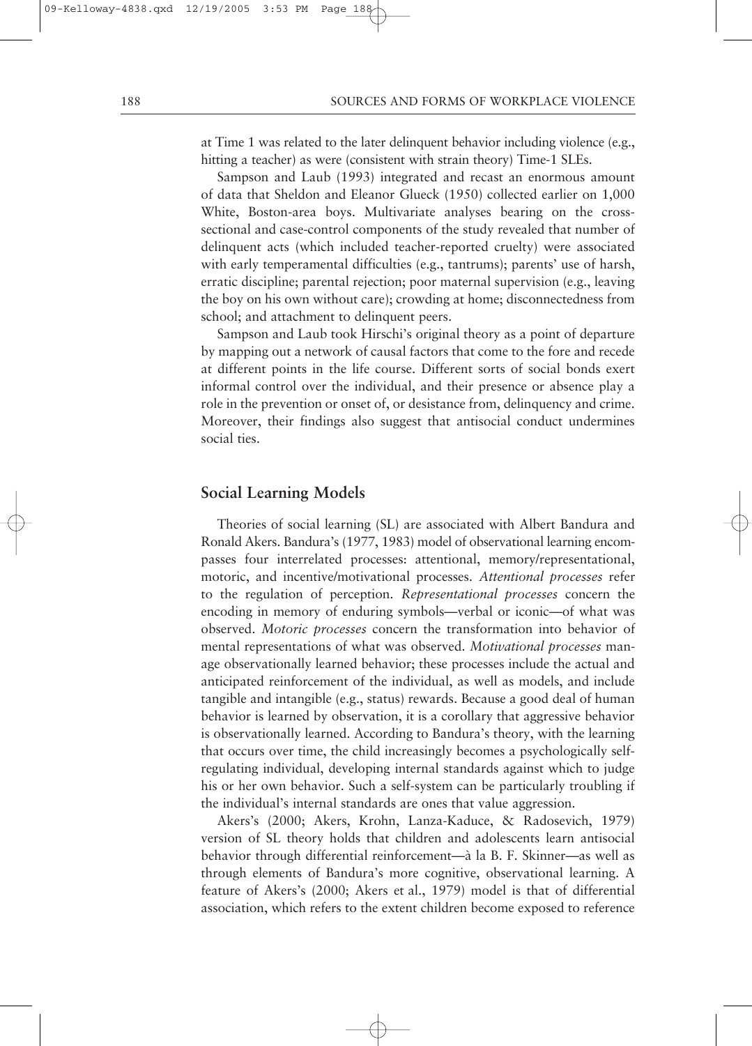at Time 1 was related to the later delinquent behavior including violence (e.g., hitting a teacher) as were (consistent with strain theory) Time-1 SLEs.

Sampson and Laub (1993) integrated and recast an enormous amount of data that Sheldon and Eleanor Glueck (1950) collected earlier on 1,000 White, Boston-area boys. Multivariate analyses bearing on the cross-sectional and case-control components of the study revealed that number of delinquent acts (which included teacher-reported cruelty) were associated with early temperamental difficulties (e.g., tantrums); parents' use of harsh, erratic discipline; parental rejection; poor maternal supervision (e.g., leaving the boy on his own without care); crowding at home; disconnectedness from school; and attachment to delinquent peers.

Sampson and Laub took Hirschi's original theory as a point of departure by mapping out a network of causal factors that come to the fore and recede at different points in the life course. Different sorts of social bonds exert informal control over the individual, and their presence or absence play a role in the prevention or onset of, or desistance from, delinquency and crime. Moreover, their findings also suggest that antisocial conduct undermines social ties.

## Social Learning Models

Theories of social learning (SL) are associated with Albert Bandura and Ronald Akers. Bandura's (1977, 1983) model of observational learning encompasses four interrelated processes: attentional, memory/representational, motoric, and incentive/motivational processes. *Attentional processes* refer to the regulation of perception. *Representational processes* concern the encoding in memory of enduring symbols—verbal or iconic—of what was observed. *Motoric processes* concern the transformation into behavior of mental representations of what was observed. *Motivational processes* manage observationally learned behavior; these processes include the actual and anticipated reinforcement of the individual, as well as models, and include tangible and intangible (e.g., status) rewards. Because a good deal of human behavior is learned by observation, it is a corollary that aggressive behavior is observationally learned. According to Bandura's theory, with the learning that occurs over time, the child increasingly becomes a psychologically self-regulating individual, developing internal standards against which to judge his or her own behavior. Such a self-system can be particularly troubling if the individual's internal standards are ones that value aggression.

Akers's (2000; Akers, Krohn, Lanza-Kaduce, & Radosevich, 1979) version of SL theory holds that children and adolescents learn antisocial behavior through differential reinforcement—à la B. F. Skinner—as well as through elements of Bandura's more cognitive, observational learning. A feature of Akers's (2000; Akers et al., 1979) model is that of differential association, which refers to the extent children become exposed to reference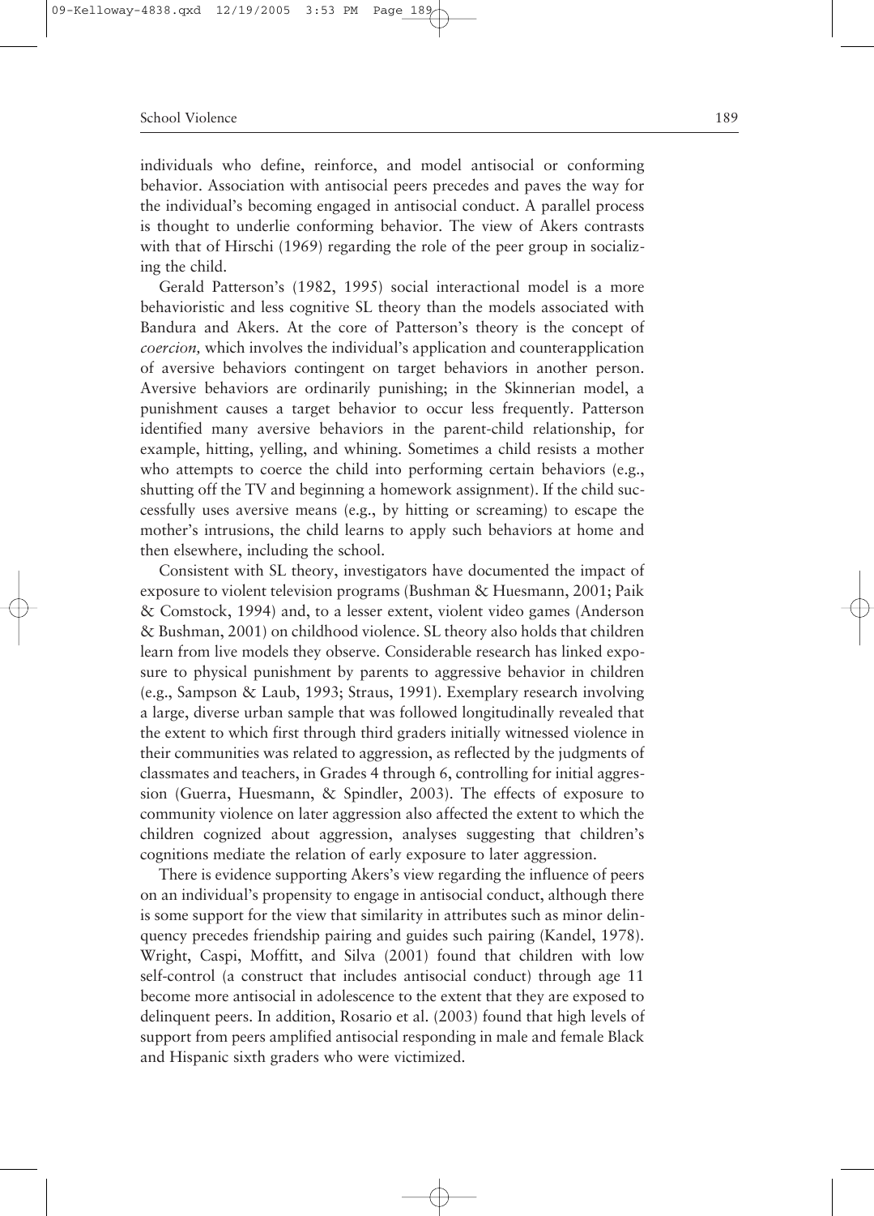individuals who define, reinforce, and model antisocial or conforming behavior. Association with antisocial peers precedes and paves the way for the individual's becoming engaged in antisocial conduct. A parallel process is thought to underlie conforming behavior. The view of Akers contrasts with that of Hirschi (1969) regarding the role of the peer group in socializing the child.

Gerald Patterson's (1982, 1995) social interactional model is a more behavioristic and less cognitive SL theory than the models associated with Bandura and Akers. At the core of Patterson's theory is the concept of *coercion,* which involves the individual's application and counterapplication of aversive behaviors contingent on target behaviors in another person. Aversive behaviors are ordinarily punishing; in the Skinnerian model, a punishment causes a target behavior to occur less frequently. Patterson identified many aversive behaviors in the parent-child relationship, for example, hitting, yelling, and whining. Sometimes a child resists a mother who attempts to coerce the child into performing certain behaviors (e.g., shutting off the TV and beginning a homework assignment). If the child successfully uses aversive means (e.g., by hitting or screaming) to escape the mother's intrusions, the child learns to apply such behaviors at home and then elsewhere, including the school.

Consistent with SL theory, investigators have documented the impact of exposure to violent television programs (Bushman & Huesmann, 2001; Paik & Comstock, 1994) and, to a lesser extent, violent video games (Anderson & Bushman, 2001) on childhood violence. SL theory also holds that children learn from live models they observe. Considerable research has linked exposure to physical punishment by parents to aggressive behavior in children (e.g., Sampson & Laub, 1993; Straus, 1991). Exemplary research involving a large, diverse urban sample that was followed longitudinally revealed that the extent to which first through third graders initially witnessed violence in their communities was related to aggression, as reflected by the judgments of classmates and teachers, in Grades 4 through 6, controlling for initial aggression (Guerra, Huesmann, & Spindler, 2003). The effects of exposure to community violence on later aggression also affected the extent to which the children cognized about aggression, analyses suggesting that children's cognitions mediate the relation of early exposure to later aggression.

There is evidence supporting Akers's view regarding the influence of peers on an individual's propensity to engage in antisocial conduct, although there is some support for the view that similarity in attributes such as minor delinquency precedes friendship pairing and guides such pairing (Kandel, 1978). Wright, Caspi, Moffitt, and Silva (2001) found that children with low self-control (a construct that includes antisocial conduct) through age 11 become more antisocial in adolescence to the extent that they are exposed to delinquent peers. In addition, Rosario et al. (2003) found that high levels of support from peers amplified antisocial responding in male and female Black and Hispanic sixth graders who were victimized.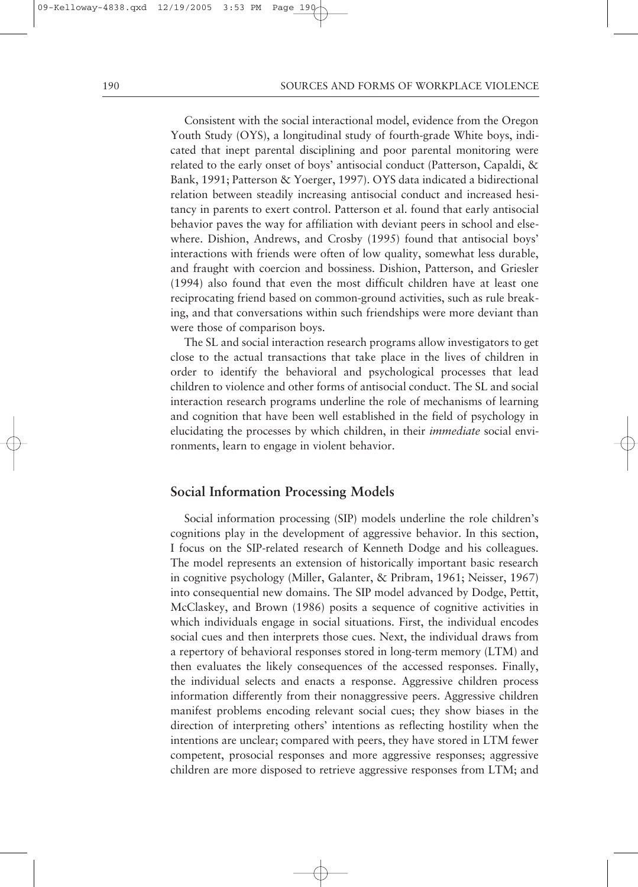Consistent with the social interactional model, evidence from the Oregon Youth Study (OYS), a longitudinal study of fourth-grade White boys, indicated that inept parental disciplining and poor parental monitoring were related to the early onset of boys' antisocial conduct (Patterson, Capaldi, & Bank, 1991; Patterson & Yoerger, 1997). OYS data indicated a bidirectional relation between steadily increasing antisocial conduct and increased hesitancy in parents to exert control. Patterson et al. found that early antisocial behavior paves the way for affiliation with deviant peers in school and elsewhere. Dishion, Andrews, and Crosby (1995) found that antisocial boys' interactions with friends were often of low quality, somewhat less durable, and fraught with coercion and bossiness. Dishion, Patterson, and Griesler (1994) also found that even the most difficult children have at least one reciprocating friend based on common-ground activities, such as rule breaking, and that conversations within such friendships were more deviant than were those of comparison boys.

The SL and social interaction research programs allow investigators to get close to the actual transactions that take place in the lives of children in order to identify the behavioral and psychological processes that lead children to violence and other forms of antisocial conduct. The SL and social interaction research programs underline the role of mechanisms of learning and cognition that have been well established in the field of psychology in elucidating the processes by which children, in their *immediate* social environments, learn to engage in violent behavior.

## Social Information Processing Models

Social information processing (SIP) models underline the role children's cognitions play in the development of aggressive behavior. In this section, I focus on the SIP-related research of Kenneth Dodge and his colleagues. The model represents an extension of historically important basic research in cognitive psychology (Miller, Galanter, & Pribram, 1961; Neisser, 1967) into consequential new domains. The SIP model advanced by Dodge, Pettit, McClaskey, and Brown (1986) posits a sequence of cognitive activities in which individuals engage in social situations. First, the individual encodes social cues and then interprets those cues. Next, the individual draws from a repertory of behavioral responses stored in long-term memory (LTM) and then evaluates the likely consequences of the accessed responses. Finally, the individual selects and enacts a response. Aggressive children process information differently from their nonaggressive peers. Aggressive children manifest problems encoding relevant social cues; they show biases in the direction of interpreting others' intentions as reflecting hostility when the intentions are unclear; compared with peers, they have stored in LTM fewer competent, prosocial responses and more aggressive responses; aggressive children are more disposed to retrieve aggressive responses from LTM; and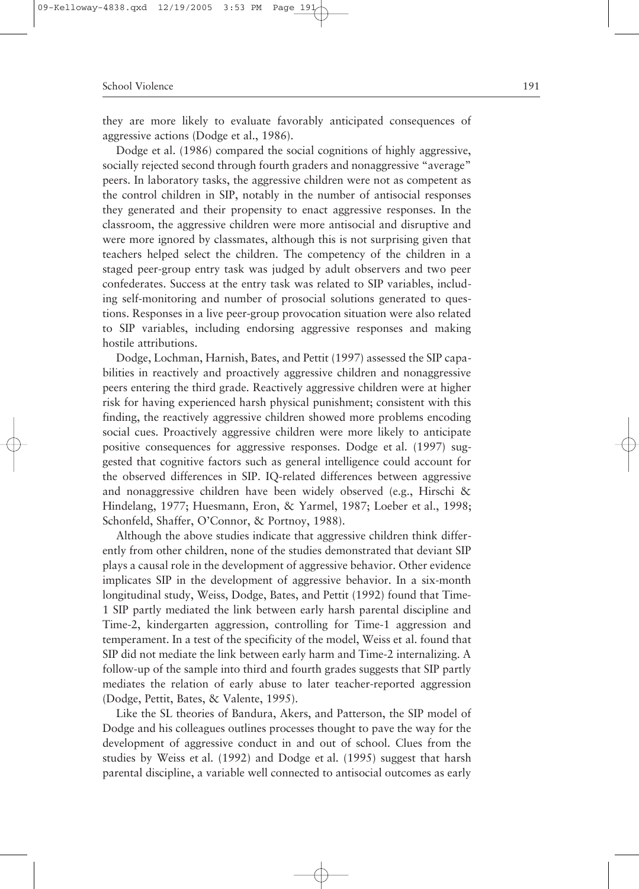they are more likely to evaluate favorably anticipated consequences of aggressive actions (Dodge et al., 1986).

Dodge et al. (1986) compared the social cognitions of highly aggressive, socially rejected second through fourth graders and nonaggressive "average" peers. In laboratory tasks, the aggressive children were not as competent as the control children in SIP, notably in the number of antisocial responses they generated and their propensity to enact aggressive responses. In the classroom, the aggressive children were more antisocial and disruptive and were more ignored by classmates, although this is not surprising given that teachers helped select the children. The competency of the children in a staged peer-group entry task was judged by adult observers and two peer confederates. Success at the entry task was related to SIP variables, including self-monitoring and number of prosocial solutions generated to questions. Responses in a live peer-group provocation situation were also related to SIP variables, including endorsing aggressive responses and making hostile attributions.

Dodge, Lochman, Harnish, Bates, and Pettit (1997) assessed the SIP capabilities in reactively and proactively aggressive children and nonaggressive peers entering the third grade. Reactively aggressive children were at higher risk for having experienced harsh physical punishment; consistent with this finding, the reactively aggressive children showed more problems encoding social cues. Proactively aggressive children were more likely to anticipate positive consequences for aggressive responses. Dodge et al. (1997) suggested that cognitive factors such as general intelligence could account for the observed differences in SIP. IQ-related differences between aggressive and nonaggressive children have been widely observed (e.g., Hirschi & Hindelang, 1977; Huesmann, Eron, & Yarmel, 1987; Loeber et al., 1998; Schonfeld, Shaffer, O'Connor, & Portnoy, 1988).

Although the above studies indicate that aggressive children think differently from other children, none of the studies demonstrated that deviant SIP plays a causal role in the development of aggressive behavior. Other evidence implicates SIP in the development of aggressive behavior. In a six-month longitudinal study, Weiss, Dodge, Bates, and Pettit (1992) found that Time-1 SIP partly mediated the link between early harsh parental discipline and Time-2, kindergarten aggression, controlling for Time-1 aggression and temperament. In a test of the specificity of the model, Weiss et al. found that SIP did not mediate the link between early harm and Time-2 internalizing. A follow-up of the sample into third and fourth grades suggests that SIP partly mediates the relation of early abuse to later teacher-reported aggression (Dodge, Pettit, Bates, & Valente, 1995).

Like the SL theories of Bandura, Akers, and Patterson, the SIP model of Dodge and his colleagues outlines processes thought to pave the way for the development of aggressive conduct in and out of school. Clues from the studies by Weiss et al. (1992) and Dodge et al. (1995) suggest that harsh parental discipline, a variable well connected to antisocial outcomes as early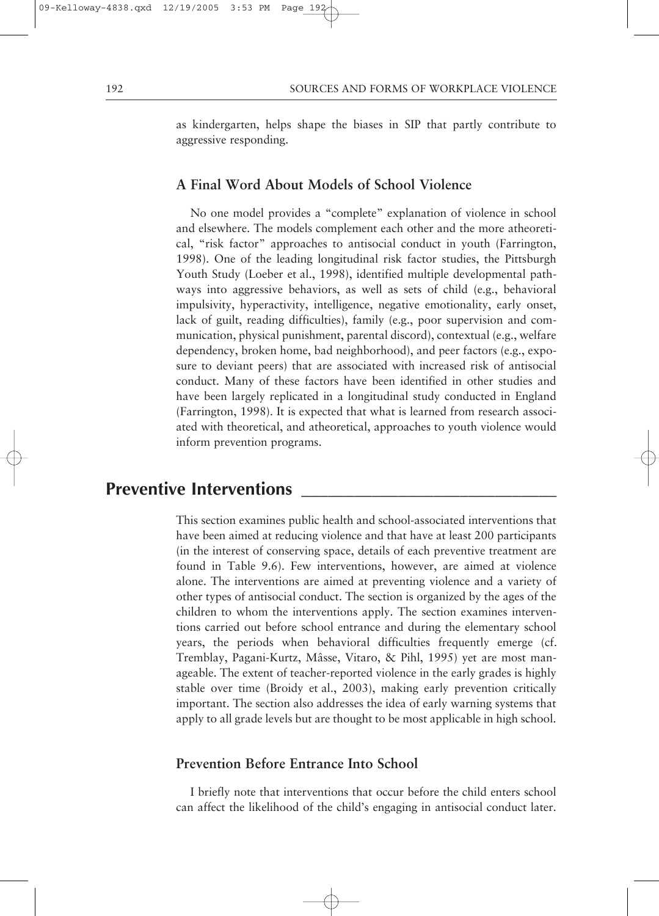as kindergarten, helps shape the biases in SIP that partly contribute to aggressive responding.

### A Final Word About Models of School Violence

No one model provides a "complete" explanation of violence in school and elsewhere. The models complement each other and the more atheoretical, "risk factor" approaches to antisocial conduct in youth (Farrington, 1998). One of the leading longitudinal risk factor studies, the Pittsburgh Youth Study (Loeber et al., 1998), identified multiple developmental pathways into aggressive behaviors, as well as sets of child (e.g., behavioral impulsivity, hyperactivity, intelligence, negative emotionality, early onset, lack of guilt, reading difficulties), family (e.g., poor supervision and communication, physical punishment, parental discord), contextual (e.g., welfare dependency, broken home, bad neighborhood), and peer factors (e.g., exposure to deviant peers) that are associated with increased risk of antisocial conduct. Many of these factors have been identified in other studies and have been largely replicated in a longitudinal study conducted in England (Farrington, 1998). It is expected that what is learned from research associated with theoretical, and atheoretical, approaches to youth violence would inform prevention programs.

## Preventive Interventions

This section examines public health and school-associated interventions that have been aimed at reducing violence and that have at least 200 participants (in the interest of conserving space, details of each preventive treatment are found in Table 9.6). Few interventions, however, are aimed at violence alone. The interventions are aimed at preventing violence and a variety of other types of antisocial conduct. The section is organized by the ages of the children to whom the interventions apply. The section examines interventions carried out before school entrance and during the elementary school years, the periods when behavioral difficulties frequently emerge (cf. Tremblay, Pagani-Kurtz, Mâsse, Vitaro, & Pihl, 1995) yet are most manageable. The extent of teacher-reported violence in the early grades is highly stable over time (Broidy et al., 2003), making early prevention critically important. The section also addresses the idea of early warning systems that apply to all grade levels but are thought to be most applicable in high school.

### Prevention Before Entrance Into School

I briefly note that interventions that occur before the child enters school can affect the likelihood of the child's engaging in antisocial conduct later.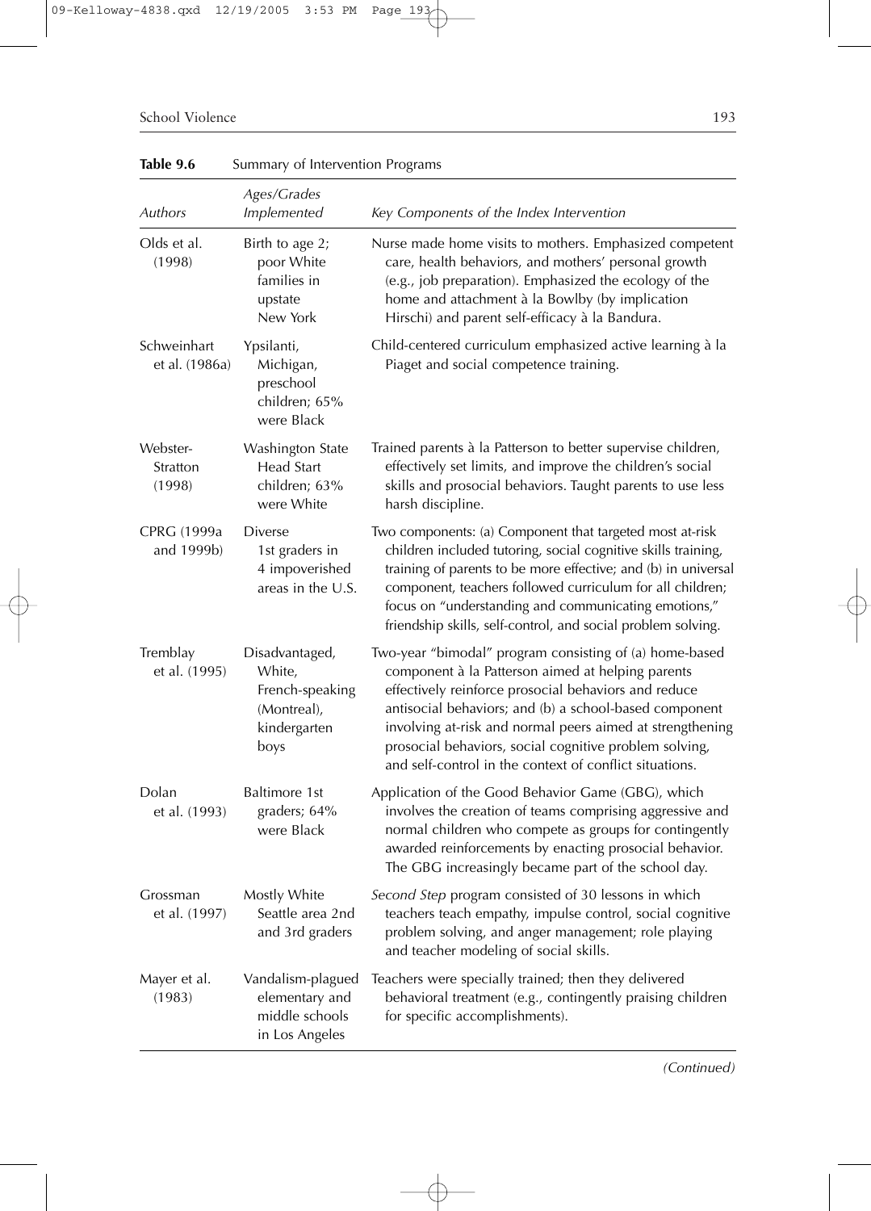**Table 9.6** Summary of Intervention Programs

| *Authors* | *Ages/Grades Implemented* | *Key Components of the Index Intervention* |
|---|---|---|
| Olds et al. (1998) | Birth to age 2; poor White families in upstate New York | Nurse made home visits to mothers. Emphasized competent care, health behaviors, and mothers' personal growth (e.g., job preparation). Emphasized the ecology of the home and attachment à la Bowlby (by implication Hirschi) and parent self-efficacy à la Bandura. |
| Schweinhart et al. (1986a) | Ypsilanti, Michigan, preschool children; 65% were Black | Child-centered curriculum emphasized active learning à la Piaget and social competence training. |
| Webster-Stratton (1998) | Washington State Head Start children; 63% were White | Trained parents à la Patterson to better supervise children, effectively set limits, and improve the children's social skills and prosocial behaviors. Taught parents to use less harsh discipline. |
| CPRG (1999a and 1999b) | Diverse 1st graders in 4 impoverished areas in the U.S. | Two components: (a) Component that targeted most at-risk children included tutoring, social cognitive skills training, training of parents to be more effective; and (b) in universal component, teachers followed curriculum for all children; focus on "understanding and communicating emotions," friendship skills, self-control, and social problem solving. |
| Tremblay et al. (1995) | Disadvantaged, White, French-speaking (Montreal), kindergarten boys | Two-year "bimodal" program consisting of (a) home-based component à la Patterson aimed at helping parents effectively reinforce prosocial behaviors and reduce antisocial behaviors; and (b) a school-based component involving at-risk and normal peers aimed at strengthening prosocial behaviors, social cognitive problem solving, and self-control in the context of conflict situations. |
| Dolan et al. (1993) | Baltimore 1st graders; 64% were Black | Application of the Good Behavior Game (GBG), which involves the creation of teams comprising aggressive and normal children who compete as groups for contingently awarded reinforcements by enacting prosocial behavior. The GBG increasingly became part of the school day. |
| Grossman et al. (1997) | Mostly White Seattle area 2nd and 3rd graders | *Second Step* program consisted of 30 lessons in which teachers teach empathy, impulse control, social cognitive problem solving, and anger management; role playing and teacher modeling of social skills. |
| Mayer et al. (1983) | Vandalism-plagued elementary and middle schools in Los Angeles | Teachers were specially trained; then they delivered behavioral treatment (e.g., contingently praising children for specific accomplishments). |

*(Continued)*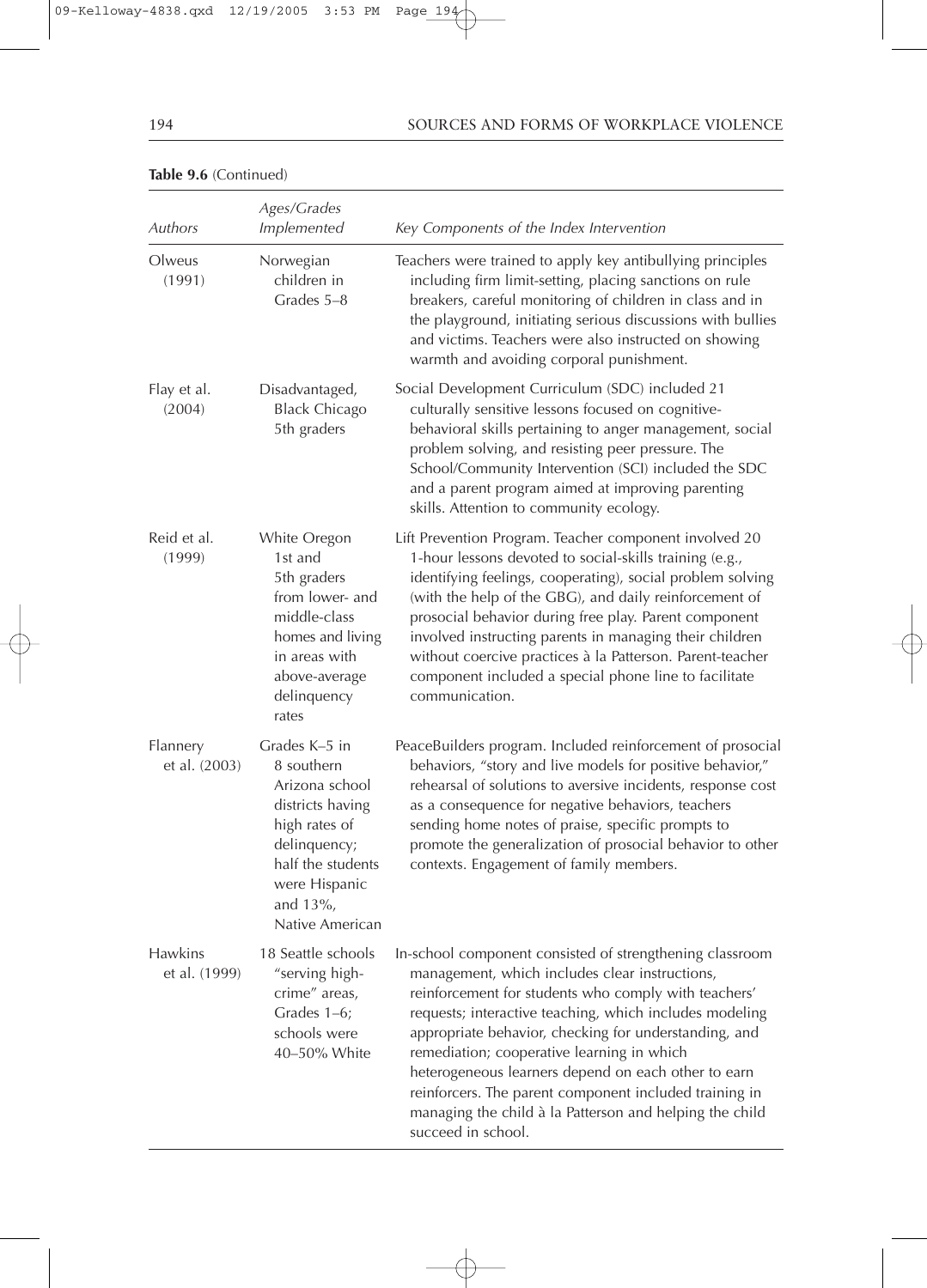**Table 9.6** (Continued)

| *Authors* | *Ages/Grades Implemented* | *Key Components of the Index Intervention* |
|---|---|---|
| Olweus (1991) | Norwegian children in Grades 5–8 | Teachers were trained to apply key antibullying principles including firm limit-setting, placing sanctions on rule breakers, careful monitoring of children in class and in the playground, initiating serious discussions with bullies and victims. Teachers were also instructed on showing warmth and avoiding corporal punishment. |
| Flay et al. (2004) | Disadvantaged, Black Chicago 5th graders | Social Development Curriculum (SDC) included 21 culturally sensitive lessons focused on cognitive-behavioral skills pertaining to anger management, social problem solving, and resisting peer pressure. The School/Community Intervention (SCI) included the SDC and a parent program aimed at improving parenting skills. Attention to community ecology. |
| Reid et al. (1999) | White Oregon 1st and 5th graders from lower- and middle-class homes and living in areas with above-average delinquency rates | Lift Prevention Program. Teacher component involved 20 1-hour lessons devoted to social-skills training (e.g., identifying feelings, cooperating), social problem solving (with the help of the GBG), and daily reinforcement of prosocial behavior during free play. Parent component involved instructing parents in managing their children without coercive practices à la Patterson. Parent-teacher component included a special phone line to facilitate communication. |
| Flannery et al. (2003) | Grades K–5 in 8 southern Arizona school districts having high rates of delinquency; half the students were Hispanic and 13%, Native American | PeaceBuilders program. Included reinforcement of prosocial behaviors, "story and live models for positive behavior," rehearsal of solutions to aversive incidents, response cost as a consequence for negative behaviors, teachers sending home notes of praise, specific prompts to promote the generalization of prosocial behavior to other contexts. Engagement of family members. |
| Hawkins et al. (1999) | 18 Seattle schools "serving high-crime" areas, Grades 1–6; schools were 40–50% White | In-school component consisted of strengthening classroom management, which includes clear instructions, reinforcement for students who comply with teachers' requests; interactive teaching, which includes modeling appropriate behavior, checking for understanding, and remediation; cooperative learning in which heterogeneous learners depend on each other to earn reinforcers. The parent component included training in managing the child à la Patterson and helping the child succeed in school. |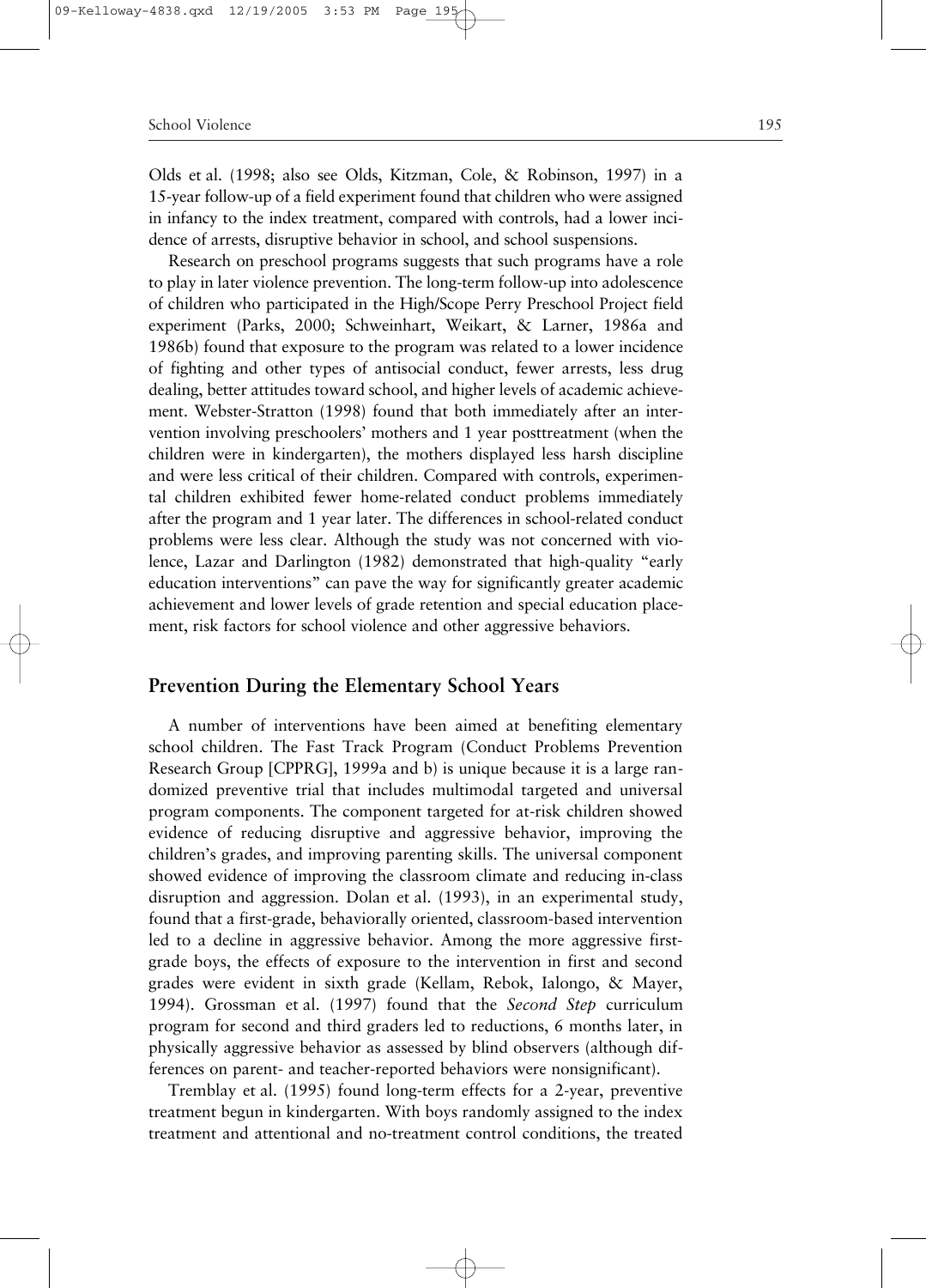Olds et al. (1998; also see Olds, Kitzman, Cole, & Robinson, 1997) in a 15-year follow-up of a field experiment found that children who were assigned in infancy to the index treatment, compared with controls, had a lower incidence of arrests, disruptive behavior in school, and school suspensions.

Research on preschool programs suggests that such programs have a role to play in later violence prevention. The long-term follow-up into adolescence of children who participated in the High/Scope Perry Preschool Project field experiment (Parks, 2000; Schweinhart, Weikart, & Larner, 1986a and 1986b) found that exposure to the program was related to a lower incidence of fighting and other types of antisocial conduct, fewer arrests, less drug dealing, better attitudes toward school, and higher levels of academic achievement. Webster-Stratton (1998) found that both immediately after an intervention involving preschoolers' mothers and 1 year posttreatment (when the children were in kindergarten), the mothers displayed less harsh discipline and were less critical of their children. Compared with controls, experimental children exhibited fewer home-related conduct problems immediately after the program and 1 year later. The differences in school-related conduct problems were less clear. Although the study was not concerned with violence, Lazar and Darlington (1982) demonstrated that high-quality "early education interventions" can pave the way for significantly greater academic achievement and lower levels of grade retention and special education placement, risk factors for school violence and other aggressive behaviors.

## Prevention During the Elementary School Years

A number of interventions have been aimed at benefiting elementary school children. The Fast Track Program (Conduct Problems Prevention Research Group [CPPRG], 1999a and b) is unique because it is a large randomized preventive trial that includes multimodal targeted and universal program components. The component targeted for at-risk children showed evidence of reducing disruptive and aggressive behavior, improving the children's grades, and improving parenting skills. The universal component showed evidence of improving the classroom climate and reducing in-class disruption and aggression. Dolan et al. (1993), in an experimental study, found that a first-grade, behaviorally oriented, classroom-based intervention led to a decline in aggressive behavior. Among the more aggressive first-grade boys, the effects of exposure to the intervention in first and second grades were evident in sixth grade (Kellam, Rebok, Ialongo, & Mayer, 1994). Grossman et al. (1997) found that the *Second Step* curriculum program for second and third graders led to reductions, 6 months later, in physically aggressive behavior as assessed by blind observers (although differences on parent- and teacher-reported behaviors were nonsignificant).

Tremblay et al. (1995) found long-term effects for a 2-year, preventive treatment begun in kindergarten. With boys randomly assigned to the index treatment and attentional and no-treatment control conditions, the treated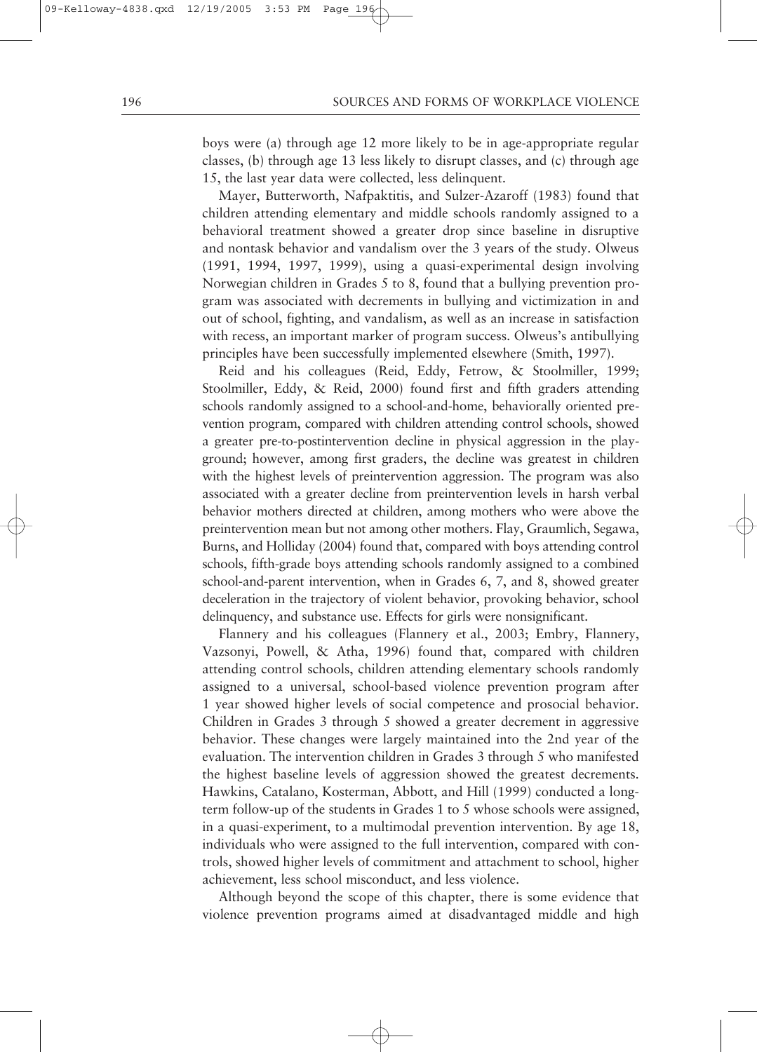boys were (a) through age 12 more likely to be in age-appropriate regular classes, (b) through age 13 less likely to disrupt classes, and (c) through age 15, the last year data were collected, less delinquent.

Mayer, Butterworth, Nafpaktitis, and Sulzer-Azaroff (1983) found that children attending elementary and middle schools randomly assigned to a behavioral treatment showed a greater drop since baseline in disruptive and nontask behavior and vandalism over the 3 years of the study. Olweus (1991, 1994, 1997, 1999), using a quasi-experimental design involving Norwegian children in Grades 5 to 8, found that a bullying prevention program was associated with decrements in bullying and victimization in and out of school, fighting, and vandalism, as well as an increase in satisfaction with recess, an important marker of program success. Olweus's antibullying principles have been successfully implemented elsewhere (Smith, 1997).

Reid and his colleagues (Reid, Eddy, Fetrow, & Stoolmiller, 1999; Stoolmiller, Eddy, & Reid, 2000) found first and fifth graders attending schools randomly assigned to a school-and-home, behaviorally oriented prevention program, compared with children attending control schools, showed a greater pre-to-postintervention decline in physical aggression in the playground; however, among first graders, the decline was greatest in children with the highest levels of preintervention aggression. The program was also associated with a greater decline from preintervention levels in harsh verbal behavior mothers directed at children, among mothers who were above the preintervention mean but not among other mothers. Flay, Graumlich, Segawa, Burns, and Holliday (2004) found that, compared with boys attending control schools, fifth-grade boys attending schools randomly assigned to a combined school-and-parent intervention, when in Grades 6, 7, and 8, showed greater deceleration in the trajectory of violent behavior, provoking behavior, school delinquency, and substance use. Effects for girls were nonsignificant.

Flannery and his colleagues (Flannery et al., 2003; Embry, Flannery, Vazsonyi, Powell, & Atha, 1996) found that, compared with children attending control schools, children attending elementary schools randomly assigned to a universal, school-based violence prevention program after 1 year showed higher levels of social competence and prosocial behavior. Children in Grades 3 through 5 showed a greater decrement in aggressive behavior. These changes were largely maintained into the 2nd year of the evaluation. The intervention children in Grades 3 through 5 who manifested the highest baseline levels of aggression showed the greatest decrements. Hawkins, Catalano, Kosterman, Abbott, and Hill (1999) conducted a long-term follow-up of the students in Grades 1 to 5 whose schools were assigned, in a quasi-experiment, to a multimodal prevention intervention. By age 18, individuals who were assigned to the full intervention, compared with controls, showed higher levels of commitment and attachment to school, higher achievement, less school misconduct, and less violence.

Although beyond the scope of this chapter, there is some evidence that violence prevention programs aimed at disadvantaged middle and high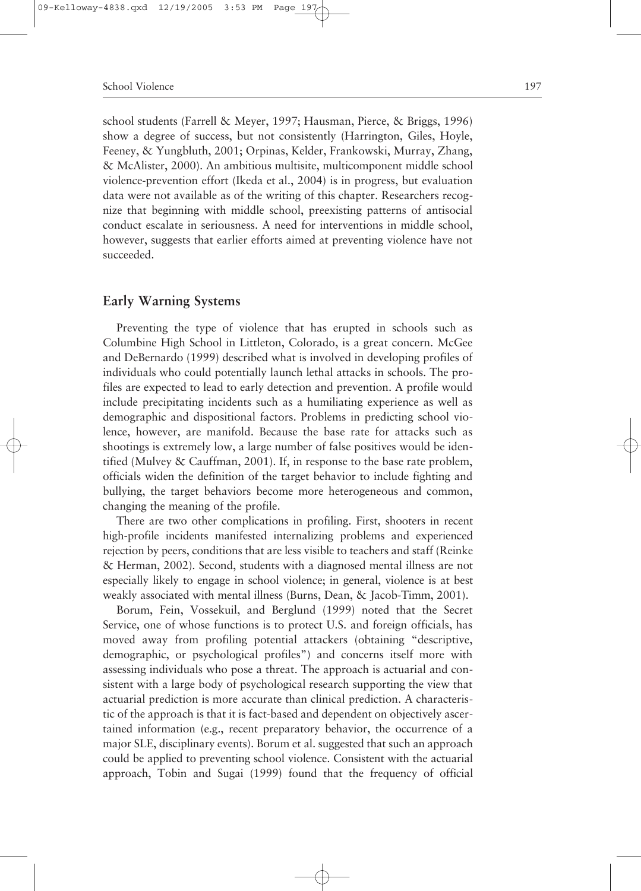school students (Farrell & Meyer, 1997; Hausman, Pierce, & Briggs, 1996) show a degree of success, but not consistently (Harrington, Giles, Hoyle, Feeney, & Yungbluth, 2001; Orpinas, Kelder, Frankowski, Murray, Zhang, & McAlister, 2000). An ambitious multisite, multicomponent middle school violence-prevention effort (Ikeda et al., 2004) is in progress, but evaluation data were not available as of the writing of this chapter. Researchers recognize that beginning with middle school, preexisting patterns of antisocial conduct escalate in seriousness. A need for interventions in middle school, however, suggests that earlier efforts aimed at preventing violence have not succeeded.

## Early Warning Systems

Preventing the type of violence that has erupted in schools such as Columbine High School in Littleton, Colorado, is a great concern. McGee and DeBernardo (1999) described what is involved in developing profiles of individuals who could potentially launch lethal attacks in schools. The profiles are expected to lead to early detection and prevention. A profile would include precipitating incidents such as a humiliating experience as well as demographic and dispositional factors. Problems in predicting school violence, however, are manifold. Because the base rate for attacks such as shootings is extremely low, a large number of false positives would be identified (Mulvey & Cauffman, 2001). If, in response to the base rate problem, officials widen the definition of the target behavior to include fighting and bullying, the target behaviors become more heterogeneous and common, changing the meaning of the profile.

There are two other complications in profiling. First, shooters in recent high-profile incidents manifested internalizing problems and experienced rejection by peers, conditions that are less visible to teachers and staff (Reinke & Herman, 2002). Second, students with a diagnosed mental illness are not especially likely to engage in school violence; in general, violence is at best weakly associated with mental illness (Burns, Dean, & Jacob-Timm, 2001).

Borum, Fein, Vossekuil, and Berglund (1999) noted that the Secret Service, one of whose functions is to protect U.S. and foreign officials, has moved away from profiling potential attackers (obtaining "descriptive, demographic, or psychological profiles") and concerns itself more with assessing individuals who pose a threat. The approach is actuarial and consistent with a large body of psychological research supporting the view that actuarial prediction is more accurate than clinical prediction. A characteristic of the approach is that it is fact-based and dependent on objectively ascertained information (e.g., recent preparatory behavior, the occurrence of a major SLE, disciplinary events). Borum et al. suggested that such an approach could be applied to preventing school violence. Consistent with the actuarial approach, Tobin and Sugai (1999) found that the frequency of official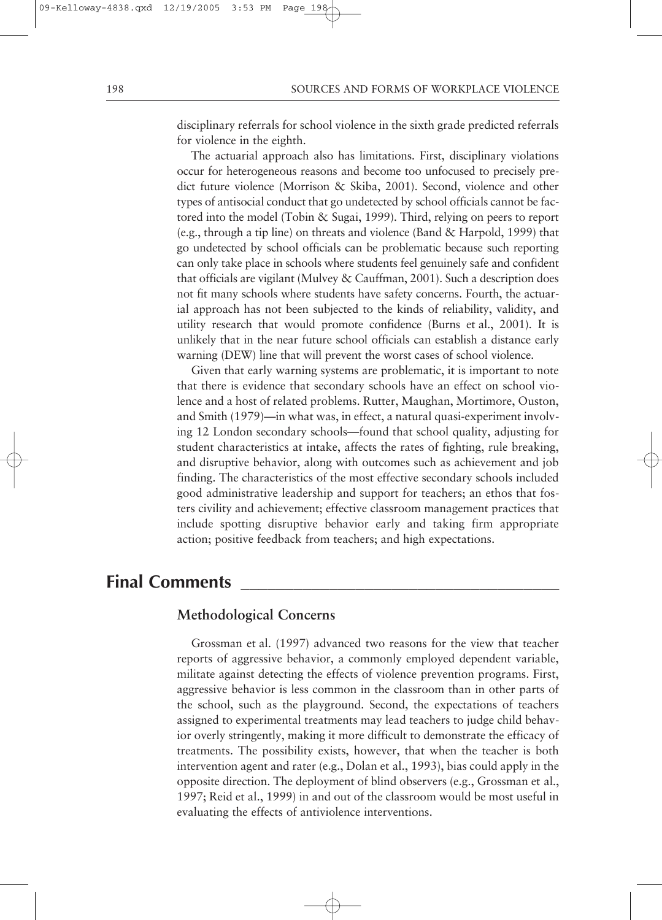disciplinary referrals for school violence in the sixth grade predicted referrals for violence in the eighth.

The actuarial approach also has limitations. First, disciplinary violations occur for heterogeneous reasons and become too unfocused to precisely predict future violence (Morrison & Skiba, 2001). Second, violence and other types of antisocial conduct that go undetected by school officials cannot be factored into the model (Tobin & Sugai, 1999). Third, relying on peers to report (e.g., through a tip line) on threats and violence (Band & Harpold, 1999) that go undetected by school officials can be problematic because such reporting can only take place in schools where students feel genuinely safe and confident that officials are vigilant (Mulvey & Cauffman, 2001). Such a description does not fit many schools where students have safety concerns. Fourth, the actuarial approach has not been subjected to the kinds of reliability, validity, and utility research that would promote confidence (Burns et al., 2001). It is unlikely that in the near future school officials can establish a distance early warning (DEW) line that will prevent the worst cases of school violence.

Given that early warning systems are problematic, it is important to note that there is evidence that secondary schools have an effect on school violence and a host of related problems. Rutter, Maughan, Mortimore, Ouston, and Smith (1979)—in what was, in effect, a natural quasi-experiment involving 12 London secondary schools—found that school quality, adjusting for student characteristics at intake, affects the rates of fighting, rule breaking, and disruptive behavior, along with outcomes such as achievement and job finding. The characteristics of the most effective secondary schools included good administrative leadership and support for teachers; an ethos that fosters civility and achievement; effective classroom management practices that include spotting disruptive behavior early and taking firm appropriate action; positive feedback from teachers; and high expectations.

## Final Comments

### Methodological Concerns

Grossman et al. (1997) advanced two reasons for the view that teacher reports of aggressive behavior, a commonly employed dependent variable, militate against detecting the effects of violence prevention programs. First, aggressive behavior is less common in the classroom than in other parts of the school, such as the playground. Second, the expectations of teachers assigned to experimental treatments may lead teachers to judge child behavior overly stringently, making it more difficult to demonstrate the efficacy of treatments. The possibility exists, however, that when the teacher is both intervention agent and rater (e.g., Dolan et al., 1993), bias could apply in the opposite direction. The deployment of blind observers (e.g., Grossman et al., 1997; Reid et al., 1999) in and out of the classroom would be most useful in evaluating the effects of antiviolence interventions.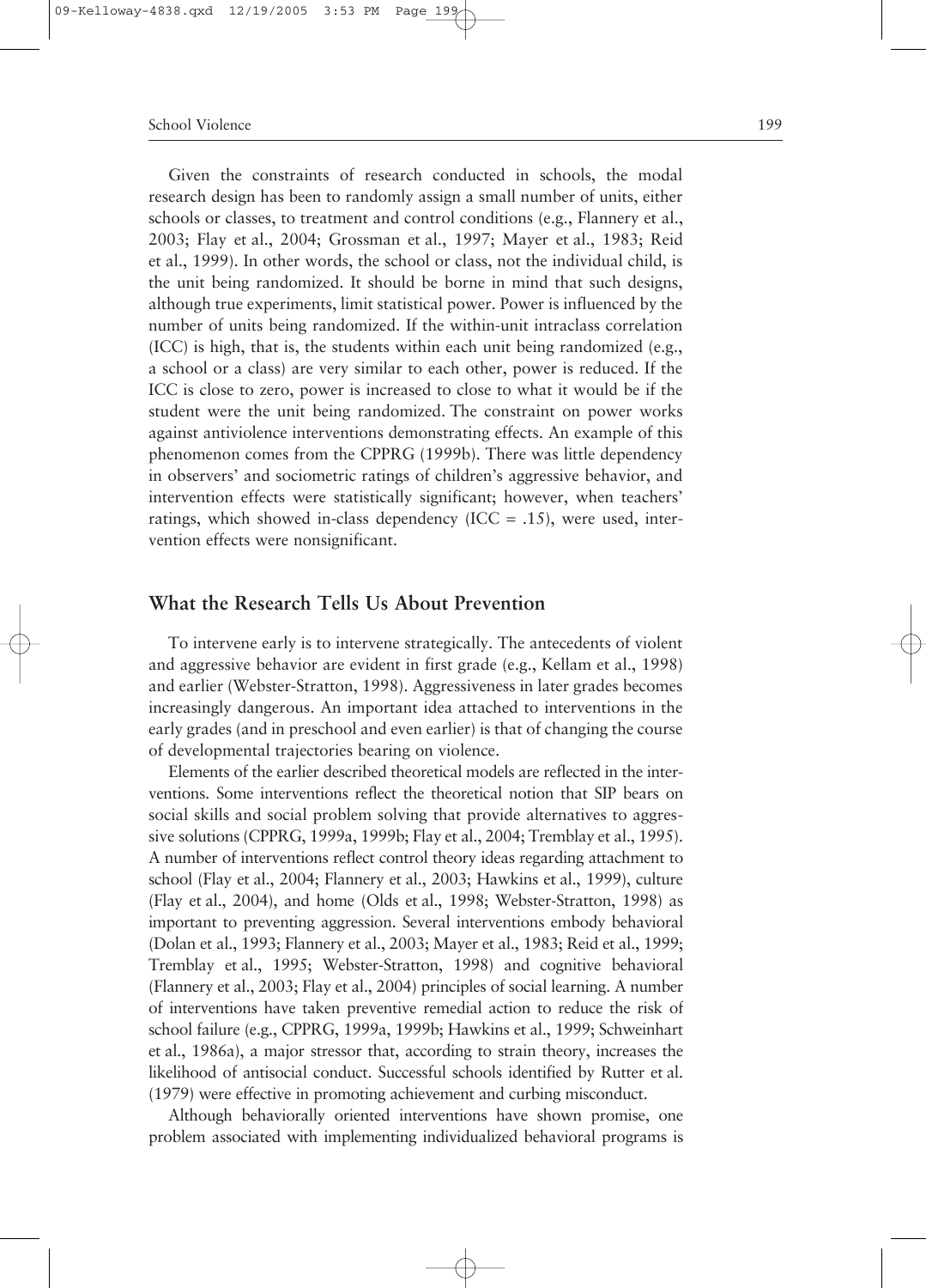Given the constraints of research conducted in schools, the modal research design has been to randomly assign a small number of units, either schools or classes, to treatment and control conditions (e.g., Flannery et al., 2003; Flay et al., 2004; Grossman et al., 1997; Mayer et al., 1983; Reid et al., 1999). In other words, the school or class, not the individual child, is the unit being randomized. It should be borne in mind that such designs, although true experiments, limit statistical power. Power is influenced by the number of units being randomized. If the within-unit intraclass correlation (ICC) is high, that is, the students within each unit being randomized (e.g., a school or a class) are very similar to each other, power is reduced. If the ICC is close to zero, power is increased to close to what it would be if the student were the unit being randomized. The constraint on power works against antiviolence interventions demonstrating effects. An example of this phenomenon comes from the CPPRG (1999b). There was little dependency in observers' and sociometric ratings of children's aggressive behavior, and intervention effects were statistically significant; however, when teachers' ratings, which showed in-class dependency (ICC = .15), were used, intervention effects were nonsignificant.

## What the Research Tells Us About Prevention

To intervene early is to intervene strategically. The antecedents of violent and aggressive behavior are evident in first grade (e.g., Kellam et al., 1998) and earlier (Webster-Stratton, 1998). Aggressiveness in later grades becomes increasingly dangerous. An important idea attached to interventions in the early grades (and in preschool and even earlier) is that of changing the course of developmental trajectories bearing on violence.

Elements of the earlier described theoretical models are reflected in the interventions. Some interventions reflect the theoretical notion that SIP bears on social skills and social problem solving that provide alternatives to aggressive solutions (CPPRG, 1999a, 1999b; Flay et al., 2004; Tremblay et al., 1995). A number of interventions reflect control theory ideas regarding attachment to school (Flay et al., 2004; Flannery et al., 2003; Hawkins et al., 1999), culture (Flay et al., 2004), and home (Olds et al., 1998; Webster-Stratton, 1998) as important to preventing aggression. Several interventions embody behavioral (Dolan et al., 1993; Flannery et al., 2003; Mayer et al., 1983; Reid et al., 1999; Tremblay et al., 1995; Webster-Stratton, 1998) and cognitive behavioral (Flannery et al., 2003; Flay et al., 2004) principles of social learning. A number of interventions have taken preventive remedial action to reduce the risk of school failure (e.g., CPPRG, 1999a, 1999b; Hawkins et al., 1999; Schweinhart et al., 1986a), a major stressor that, according to strain theory, increases the likelihood of antisocial conduct. Successful schools identified by Rutter et al. (1979) were effective in promoting achievement and curbing misconduct.

Although behaviorally oriented interventions have shown promise, one problem associated with implementing individualized behavioral programs is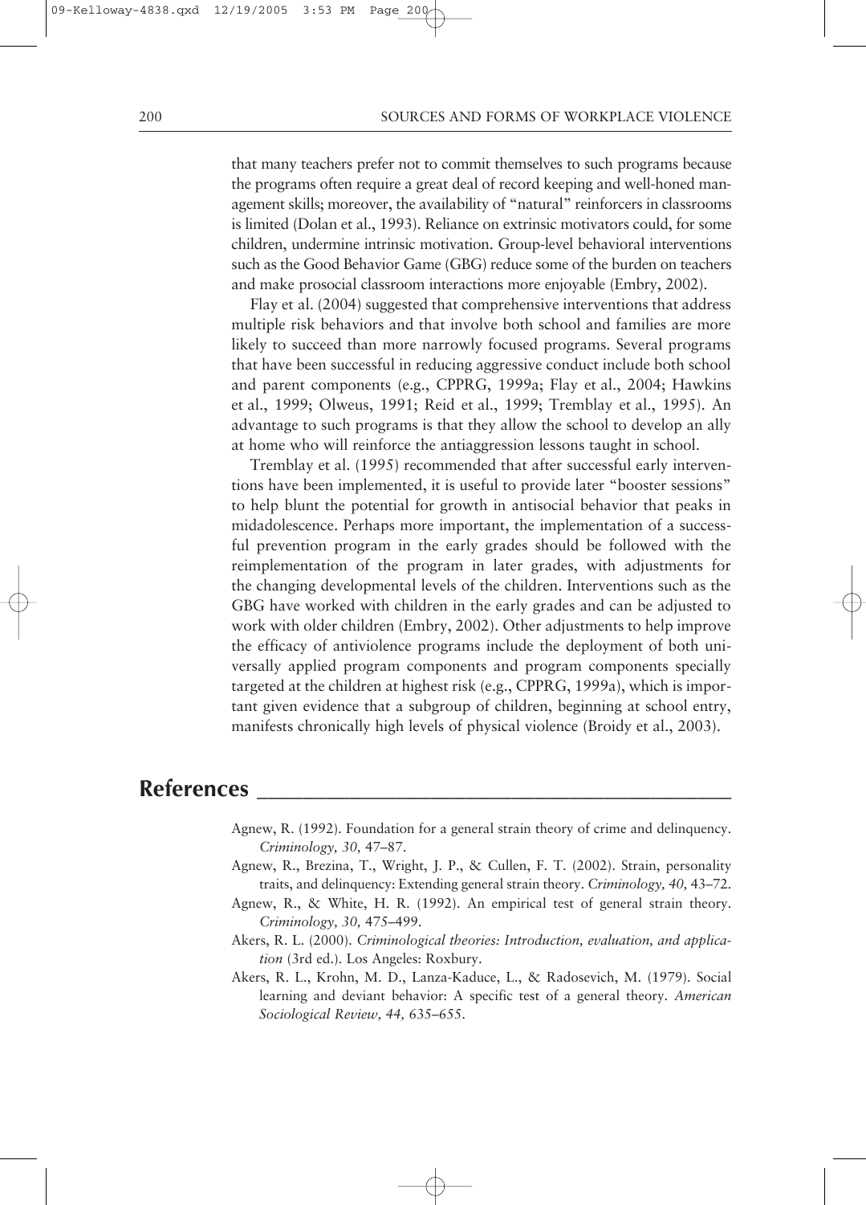that many teachers prefer not to commit themselves to such programs because the programs often require a great deal of record keeping and well-honed management skills; moreover, the availability of "natural" reinforcers in classrooms is limited (Dolan et al., 1993). Reliance on extrinsic motivators could, for some children, undermine intrinsic motivation. Group-level behavioral interventions such as the Good Behavior Game (GBG) reduce some of the burden on teachers and make prosocial classroom interactions more enjoyable (Embry, 2002).

Flay et al. (2004) suggested that comprehensive interventions that address multiple risk behaviors and that involve both school and families are more likely to succeed than more narrowly focused programs. Several programs that have been successful in reducing aggressive conduct include both school and parent components (e.g., CPPRG, 1999a; Flay et al., 2004; Hawkins et al., 1999; Olweus, 1991; Reid et al., 1999; Tremblay et al., 1995). An advantage to such programs is that they allow the school to develop an ally at home who will reinforce the antiaggression lessons taught in school.

Tremblay et al. (1995) recommended that after successful early interventions have been implemented, it is useful to provide later "booster sessions" to help blunt the potential for growth in antisocial behavior that peaks in midadolescence. Perhaps more important, the implementation of a successful prevention program in the early grades should be followed with the reimplementation of the program in later grades, with adjustments for the changing developmental levels of the children. Interventions such as the GBG have worked with children in the early grades and can be adjusted to work with older children (Embry, 2002). Other adjustments to help improve the efficacy of antiviolence programs include the deployment of both universally applied program components and program components specially targeted at the children at highest risk (e.g., CPPRG, 1999a), which is important given evidence that a subgroup of children, beginning at school entry, manifests chronically high levels of physical violence (Broidy et al., 2003).

## References

Agnew, R. (1992). Foundation for a general strain theory of crime and delinquency. *Criminology, 30,* 47–87.

Agnew, R., Brezina, T., Wright, J. P., & Cullen, F. T. (2002). Strain, personality traits, and delinquency: Extending general strain theory. *Criminology, 40,* 43–72.

Agnew, R., & White, H. R. (1992). An empirical test of general strain theory. *Criminology, 30,* 475–499.

Akers, R. L. (2000). *Criminological theories: Introduction, evaluation, and application* (3rd ed.). Los Angeles: Roxbury.

Akers, R. L., Krohn, M. D., Lanza-Kaduce, L., & Radosevich, M. (1979). Social learning and deviant behavior: A specific test of a general theory. *American Sociological Review, 44,* 635–655.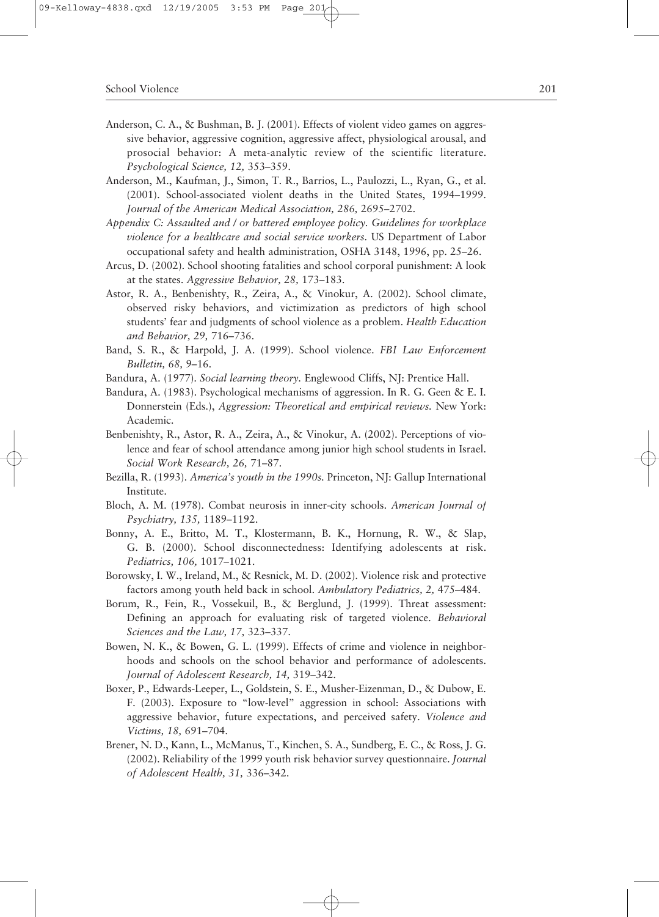Anderson, C. A., & Bushman, B. J. (2001). Effects of violent video games on aggressive behavior, aggressive cognition, aggressive affect, physiological arousal, and prosocial behavior: A meta-analytic review of the scientific literature. *Psychological Science, 12,* 353–359.

Anderson, M., Kaufman, J., Simon, T. R., Barrios, L., Paulozzi, L., Ryan, G., et al. (2001). School-associated violent deaths in the United States, 1994–1999. *Journal of the American Medical Association, 286,* 2695–2702.

*Appendix C: Assaulted and / or battered employee policy. Guidelines for workplace violence for a healthcare and social service workers.* US Department of Labor occupational safety and health administration, OSHA 3148, 1996, pp. 25–26.

Arcus, D. (2002). School shooting fatalities and school corporal punishment: A look at the states. *Aggressive Behavior, 28,* 173–183.

Astor, R. A., Benbenishty, R., Zeira, A., & Vinokur, A. (2002). School climate, observed risky behaviors, and victimization as predictors of high school students' fear and judgments of school violence as a problem. *Health Education and Behavior, 29,* 716–736.

Band, S. R., & Harpold, J. A. (1999). School violence. *FBI Law Enforcement Bulletin, 68,* 9–16.

Bandura, A. (1977). *Social learning theory.* Englewood Cliffs, NJ: Prentice Hall.

Bandura, A. (1983). Psychological mechanisms of aggression. In R. G. Geen & E. I. Donnerstein (Eds.), *Aggression: Theoretical and empirical reviews.* New York: Academic.

Benbenishty, R., Astor, R. A., Zeira, A., & Vinokur, A. (2002). Perceptions of violence and fear of school attendance among junior high school students in Israel. *Social Work Research, 26,* 71–87.

Bezilla, R. (1993). *America's youth in the 1990s.* Princeton, NJ: Gallup International Institute.

Bloch, A. M. (1978). Combat neurosis in inner-city schools. *American Journal of Psychiatry, 135,* 1189–1192.

Bonny, A. E., Britto, M. T., Klostermann, B. K., Hornung, R. W., & Slap, G. B. (2000). School disconnectedness: Identifying adolescents at risk. *Pediatrics, 106,* 1017–1021.

Borowsky, I. W., Ireland, M., & Resnick, M. D. (2002). Violence risk and protective factors among youth held back in school. *Ambulatory Pediatrics, 2,* 475–484.

Borum, R., Fein, R., Vossekuil, B., & Berglund, J. (1999). Threat assessment: Defining an approach for evaluating risk of targeted violence. *Behavioral Sciences and the Law, 17,* 323–337.

Bowen, N. K., & Bowen, G. L. (1999). Effects of crime and violence in neighborhoods and schools on the school behavior and performance of adolescents. *Journal of Adolescent Research, 14,* 319–342.

Boxer, P., Edwards-Leeper, L., Goldstein, S. E., Musher-Eizenman, D., & Dubow, E. F. (2003). Exposure to "low-level" aggression in school: Associations with aggressive behavior, future expectations, and perceived safety. *Violence and Victims, 18,* 691–704.

Brener, N. D., Kann, L., McManus, T., Kinchen, S. A., Sundberg, E. C., & Ross, J. G. (2002). Reliability of the 1999 youth risk behavior survey questionnaire. *Journal of Adolescent Health, 31,* 336–342.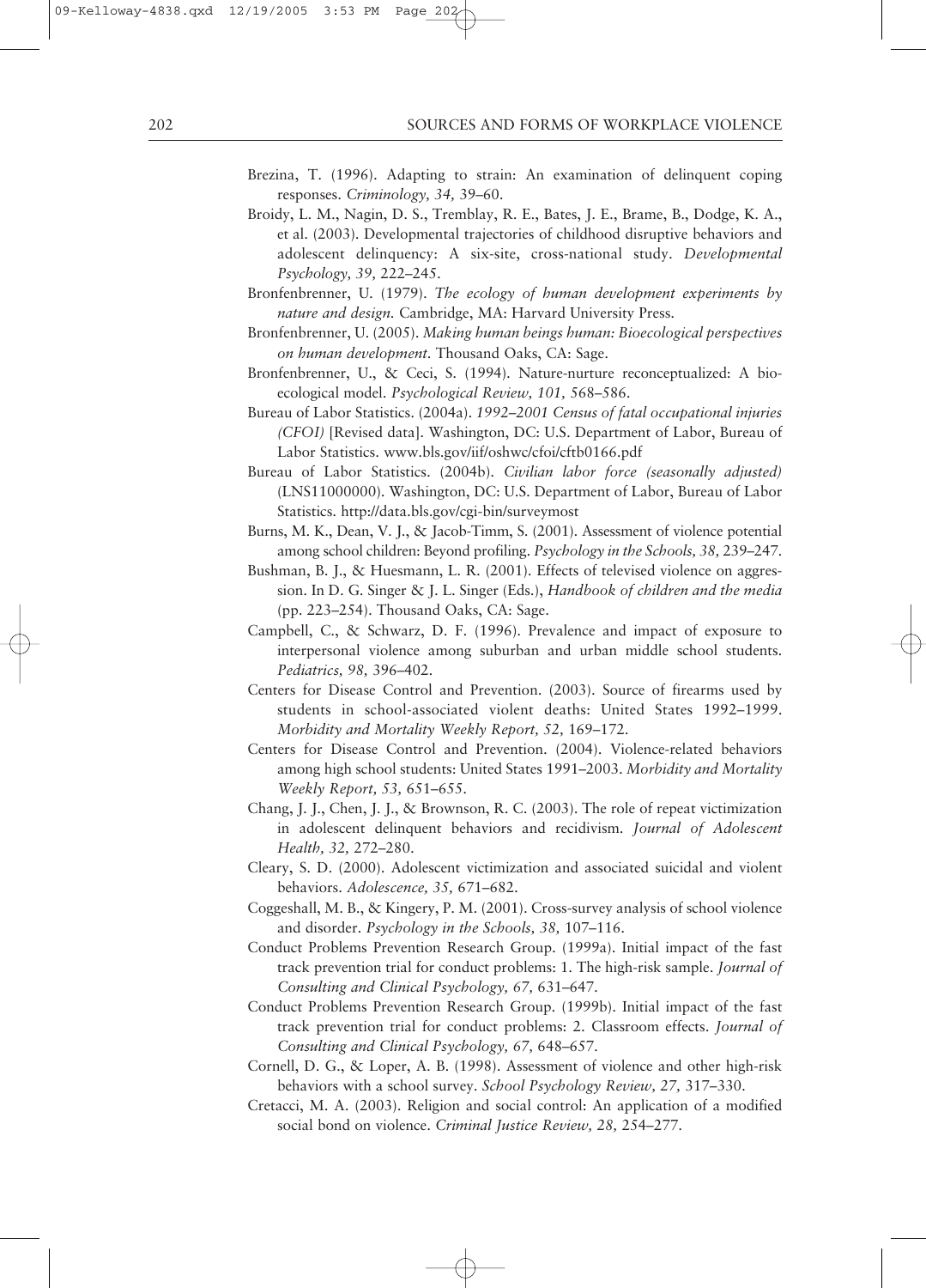Brezina, T. (1996). Adapting to strain: An examination of delinquent coping responses. *Criminology, 34,* 39–60.

Broidy, L. M., Nagin, D. S., Tremblay, R. E., Bates, J. E., Brame, B., Dodge, K. A., et al. (2003). Developmental trajectories of childhood disruptive behaviors and adolescent delinquency: A six-site, cross-national study. *Developmental Psychology, 39,* 222–245.

Bronfenbrenner, U. (1979). *The ecology of human development experiments by nature and design.* Cambridge, MA: Harvard University Press.

Bronfenbrenner, U. (2005). *Making human beings human: Bioecological perspectives on human development.* Thousand Oaks, CA: Sage.

Bronfenbrenner, U., & Ceci, S. (1994). Nature-nurture reconceptualized: A bioecological model. *Psychological Review, 101,* 568–586.

Bureau of Labor Statistics. (2004a). *1992–2001 Census of fatal occupational injuries (CFOI)* [Revised data]. Washington, DC: U.S. Department of Labor, Bureau of Labor Statistics. www.bls.gov/iif/oshwc/cfoi/cftb0166.pdf

Bureau of Labor Statistics. (2004b). *Civilian labor force (seasonally adjusted)* (LNS11000000). Washington, DC: U.S. Department of Labor, Bureau of Labor Statistics. http://data.bls.gov/cgi-bin/surveymost

Burns, M. K., Dean, V. J., & Jacob-Timm, S. (2001). Assessment of violence potential among school children: Beyond profiling. *Psychology in the Schools, 38,* 239–247.

Bushman, B. J., & Huesmann, L. R. (2001). Effects of televised violence on aggression. In D. G. Singer & J. L. Singer (Eds.), *Handbook of children and the media* (pp. 223–254). Thousand Oaks, CA: Sage.

Campbell, C., & Schwarz, D. F. (1996). Prevalence and impact of exposure to interpersonal violence among suburban and urban middle school students. *Pediatrics, 98,* 396–402.

Centers for Disease Control and Prevention. (2003). Source of firearms used by students in school-associated violent deaths: United States 1992–1999. *Morbidity and Mortality Weekly Report, 52,* 169–172.

Centers for Disease Control and Prevention. (2004). Violence-related behaviors among high school students: United States 1991–2003. *Morbidity and Mortality Weekly Report, 53,* 651–655.

Chang, J. J., Chen, J. J., & Brownson, R. C. (2003). The role of repeat victimization in adolescent delinquent behaviors and recidivism. *Journal of Adolescent Health, 32,* 272–280.

Cleary, S. D. (2000). Adolescent victimization and associated suicidal and violent behaviors. *Adolescence, 35,* 671–682.

Coggeshall, M. B., & Kingery, P. M. (2001). Cross-survey analysis of school violence and disorder. *Psychology in the Schools, 38,* 107–116.

Conduct Problems Prevention Research Group. (1999a). Initial impact of the fast track prevention trial for conduct problems: 1. The high-risk sample. *Journal of Consulting and Clinical Psychology, 67,* 631–647.

Conduct Problems Prevention Research Group. (1999b). Initial impact of the fast track prevention trial for conduct problems: 2. Classroom effects. *Journal of Consulting and Clinical Psychology, 67,* 648–657.

Cornell, D. G., & Loper, A. B. (1998). Assessment of violence and other high-risk behaviors with a school survey. *School Psychology Review, 27,* 317–330.

Cretacci, M. A. (2003). Religion and social control: An application of a modified social bond on violence. *Criminal Justice Review, 28,* 254–277.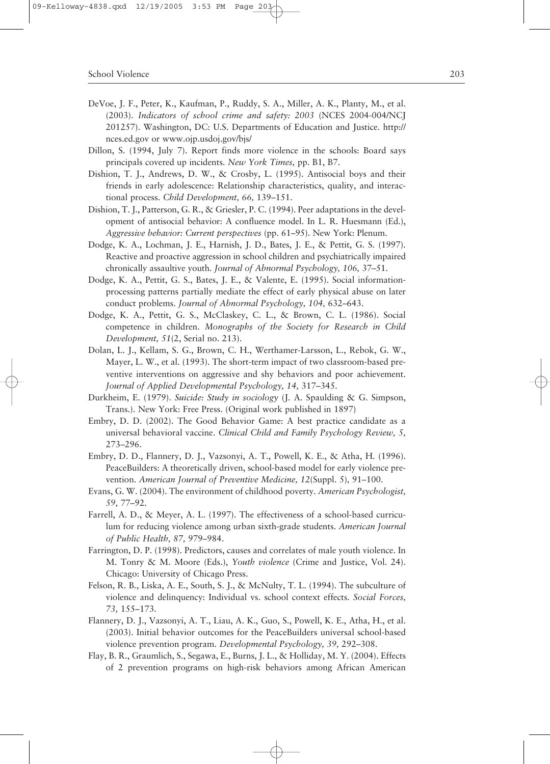DeVoe, J. F., Peter, K., Kaufman, P., Ruddy, S. A., Miller, A. K., Planty, M., et al. (2003). *Indicators of school crime and safety: 2003* (NCES 2004-004/NCJ 201257). Washington, DC: U.S. Departments of Education and Justice. http://nces.ed.gov or www.ojp.usdoj.gov/bjs/

Dillon, S. (1994, July 7). Report finds more violence in the schools: Board says principals covered up incidents. *New York Times*, pp. B1, B7.

Dishion, T. J., Andrews, D. W., & Crosby, L. (1995). Antisocial boys and their friends in early adolescence: Relationship characteristics, quality, and interactional process. *Child Development, 66,* 139–151.

Dishion, T. J., Patterson, G. R., & Griesler, P. C. (1994). Peer adaptations in the development of antisocial behavior: A confluence model. In L. R. Huesmann (Ed.), *Aggressive behavior: Current perspectives* (pp. 61–95). New York: Plenum.

Dodge, K. A., Lochman, J. E., Harnish, J. D., Bates, J. E., & Pettit, G. S. (1997). Reactive and proactive aggression in school children and psychiatrically impaired chronically assaultive youth. *Journal of Abnormal Psychology, 106,* 37–51.

Dodge, K. A., Pettit, G. S., Bates, J. E., & Valente, E. (1995). Social information-processing patterns partially mediate the effect of early physical abuse on later conduct problems. *Journal of Abnormal Psychology, 104,* 632–643.

Dodge, K. A., Pettit, G. S., McClaskey, C. L., & Brown, C. L. (1986). Social competence in children. *Monographs of the Society for Research in Child Development, 51*(2, Serial no. 213).

Dolan, L. J., Kellam, S. G., Brown, C. H., Werthamer-Larsson, L., Rebok, G. W., Mayer, L. W., et al. (1993). The short-term impact of two classroom-based preventive interventions on aggressive and shy behaviors and poor achievement. *Journal of Applied Developmental Psychology, 14,* 317–345.

Durkheim, E. (1979). *Suicide: Study in sociology* (J. A. Spaulding & G. Simpson, Trans.). New York: Free Press. (Original work published in 1897)

Embry, D. D. (2002). The Good Behavior Game: A best practice candidate as a universal behavioral vaccine. *Clinical Child and Family Psychology Review, 5,* 273–296.

Embry, D. D., Flannery, D. J., Vazsonyi, A. T., Powell, K. E., & Atha, H. (1996). PeaceBuilders: A theoretically driven, school-based model for early violence prevention. *American Journal of Preventive Medicine, 12*(Suppl. 5), 91–100.

Evans, G. W. (2004). The environment of childhood poverty. *American Psychologist, 59,* 77–92.

Farrell, A. D., & Meyer, A. L. (1997). The effectiveness of a school-based curriculum for reducing violence among urban sixth-grade students. *American Journal of Public Health, 87,* 979–984.

Farrington, D. P. (1998). Predictors, causes and correlates of male youth violence. In M. Tonry & M. Moore (Eds.), *Youth violence* (Crime and Justice, Vol. 24). Chicago: University of Chicago Press.

Felson, R. B., Liska, A. E., South, S. J., & McNulty, T. L. (1994). The subculture of violence and delinquency: Individual vs. school context effects. *Social Forces, 73,* 155–173.

Flannery, D. J., Vazsonyi, A. T., Liau, A. K., Guo, S., Powell, K. E., Atha, H., et al. (2003). Initial behavior outcomes for the PeaceBuilders universal school-based violence prevention program. *Developmental Psychology, 39,* 292–308.

Flay, B. R., Graumlich, S., Segawa, E., Burns, J. L., & Holliday, M. Y. (2004). Effects of 2 prevention programs on high-risk behaviors among African American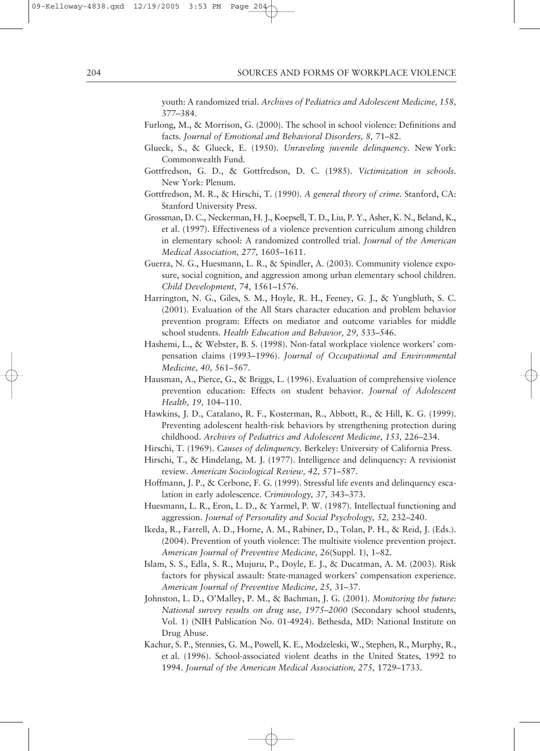youth: A randomized trial. *Archives of Pediatrics and Adolescent Medicine, 158,* 377–384.

Furlong, M., & Morrison, G. (2000). The school in school violence: Definitions and facts. *Journal of Emotional and Behavioral Disorders, 8,* 71–82.

Glueck, S., & Glueck, E. (1950). *Unraveling juvenile delinquency.* New York: Commonwealth Fund.

Gottfredson, G. D., & Gottfredson, D. C. (1985). *Victimization in schools.* New York: Plenum.

Gottfredson, M. R., & Hirschi, T. (1990). *A general theory of crime.* Stanford, CA: Stanford University Press.

Grossman, D. C., Neckerman, H. J., Koepsell, T. D., Liu, P. Y., Asher, K. N., Beland, K., et al. (1997). Effectiveness of a violence prevention curriculum among children in elementary school: A randomized controlled trial. *Journal of the American Medical Association, 277,* 1605–1611.

Guerra, N. G., Huesmann, L. R., & Spindler, A. (2003). Community violence exposure, social cognition, and aggression among urban elementary school children. *Child Development, 74,* 1561–1576.

Harrington, N. G., Giles, S. M., Hoyle, R. H., Feeney, G. J., & Yungbluth, S. C. (2001). Evaluation of the All Stars character education and problem behavior prevention program: Effects on mediator and outcome variables for middle school students. *Health Education and Behavior, 29,* 533–546.

Hashemi, L., & Webster, B. S. (1998). Non-fatal workplace violence workers' compensation claims (1993–1996). *Journal of Occupational and Environmental Medicine, 40,* 561–567.

Hausman, A., Pierce, G., & Briggs, L. (1996). Evaluation of comprehensive violence prevention education: Effects on student behavior. *Journal of Adolescent Health, 19,* 104–110.

Hawkins, J. D., Catalano, R. F., Kosterman, R., Abbott, R., & Hill, K. G. (1999). Preventing adolescent health-risk behaviors by strengthening protection during childhood. *Archives of Pediatrics and Adolescent Medicine, 153,* 226–234.

Hirschi, T. (1969). *Causes of delinquency.* Berkeley: University of California Press.

Hirschi, T., & Hindelang, M. J. (1977). Intelligence and delinquency: A revisionist review. *American Sociological Review, 42,* 571–587.

Hoffmann, J. P., & Cerbone, F. G. (1999). Stressful life events and delinquency escalation in early adolescence. *Criminology, 37,* 343–373.

Huesmann, L. R., Eron, L. D., & Yarmel, P. W. (1987). Intellectual functioning and aggression. *Journal of Personality and Social Psychology, 52,* 232–240.

Ikeda, R., Farrell, A. D., Horne, A. M., Rabiner, D., Tolan, P. H., & Reid, J. (Eds.). (2004). Prevention of youth violence: The multisite violence prevention project. *American Journal of Preventive Medicine, 26*(Suppl. 1), 1–82.

Islam, S. S., Edla, S. R., Mujuru, P., Doyle, E. J., & Ducatman, A. M. (2003). Risk factors for physical assault: State-managed workers' compensation experience. *American Journal of Preventive Medicine, 25,* 31–37.

Johnston, L. D., O'Malley, P. M., & Bachman, J. G. (2001). *Monitoring the future: National survey results on drug use, 1975–2000* (Secondary school students, Vol. 1) (NIH Publication No. 01-4924). Bethesda, MD: National Institute on Drug Abuse.

Kachur, S. P., Stennies, G. M., Powell, K. E., Modzeleski, W., Stephen, R., Murphy, R., et al. (1996). School-associated violent deaths in the United States, 1992 to 1994. *Journal of the American Medical Association, 275,* 1729–1733.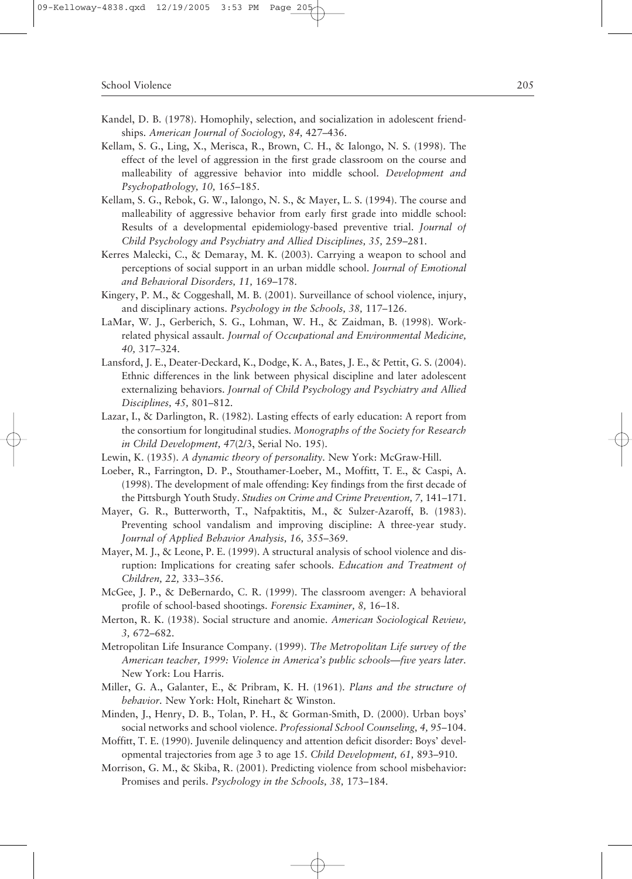Kandel, D. B. (1978). Homophily, selection, and socialization in adolescent friendships. *American Journal of Sociology, 84,* 427–436.

Kellam, S. G., Ling, X., Merisca, R., Brown, C. H., & Ialongo, N. S. (1998). The effect of the level of aggression in the first grade classroom on the course and malleability of aggressive behavior into middle school. *Development and Psychopathology, 10,* 165–185.

Kellam, S. G., Rebok, G. W., Ialongo, N. S., & Mayer, L. S. (1994). The course and malleability of aggressive behavior from early first grade into middle school: Results of a developmental epidemiology-based preventive trial. *Journal of Child Psychology and Psychiatry and Allied Disciplines, 35,* 259–281.

Kerres Malecki, C., & Demaray, M. K. (2003). Carrying a weapon to school and perceptions of social support in an urban middle school. *Journal of Emotional and Behavioral Disorders, 11,* 169–178.

Kingery, P. M., & Coggeshall, M. B. (2001). Surveillance of school violence, injury, and disciplinary actions. *Psychology in the Schools, 38,* 117–126.

LaMar, W. J., Gerberich, S. G., Lohman, W. H., & Zaidman, B. (1998). Work-related physical assault. *Journal of Occupational and Environmental Medicine, 40,* 317–324.

Lansford, J. E., Deater-Deckard, K., Dodge, K. A., Bates, J. E., & Pettit, G. S. (2004). Ethnic differences in the link between physical discipline and later adolescent externalizing behaviors. *Journal of Child Psychology and Psychiatry and Allied Disciplines, 45,* 801–812.

Lazar, I., & Darlington, R. (1982). Lasting effects of early education: A report from the consortium for longitudinal studies. *Monographs of the Society for Research in Child Development, 47*(2/3, Serial No. 195).

Lewin, K. (1935). *A dynamic theory of personality.* New York: McGraw-Hill.

Loeber, R., Farrington, D. P., Stouthamer-Loeber, M., Moffitt, T. E., & Caspi, A. (1998). The development of male offending: Key findings from the first decade of the Pittsburgh Youth Study. *Studies on Crime and Crime Prevention, 7,* 141–171.

Mayer, G. R., Butterworth, T., Nafpaktitis, M., & Sulzer-Azaroff, B. (1983). Preventing school vandalism and improving discipline: A three-year study. *Journal of Applied Behavior Analysis, 16,* 355–369.

Mayer, M. J., & Leone, P. E. (1999). A structural analysis of school violence and disruption: Implications for creating safer schools. *Education and Treatment of Children, 22,* 333–356.

McGee, J. P., & DeBernardo, C. R. (1999). The classroom avenger: A behavioral profile of school-based shootings. *Forensic Examiner, 8,* 16–18.

Merton, R. K. (1938). Social structure and anomie. *American Sociological Review, 3,* 672–682.

Metropolitan Life Insurance Company. (1999). *The Metropolitan Life survey of the American teacher, 1999: Violence in America's public schools—five years later.* New York: Lou Harris.

Miller, G. A., Galanter, E., & Pribram, K. H. (1961). *Plans and the structure of behavior.* New York: Holt, Rinehart & Winston.

Minden, J., Henry, D. B., Tolan, P. H., & Gorman-Smith, D. (2000). Urban boys' social networks and school violence. *Professional School Counseling, 4,* 95–104.

Moffitt, T. E. (1990). Juvenile delinquency and attention deficit disorder: Boys' developmental trajectories from age 3 to age 15. *Child Development, 61,* 893–910.

Morrison, G. M., & Skiba, R. (2001). Predicting violence from school misbehavior: Promises and perils. *Psychology in the Schools, 38,* 173–184.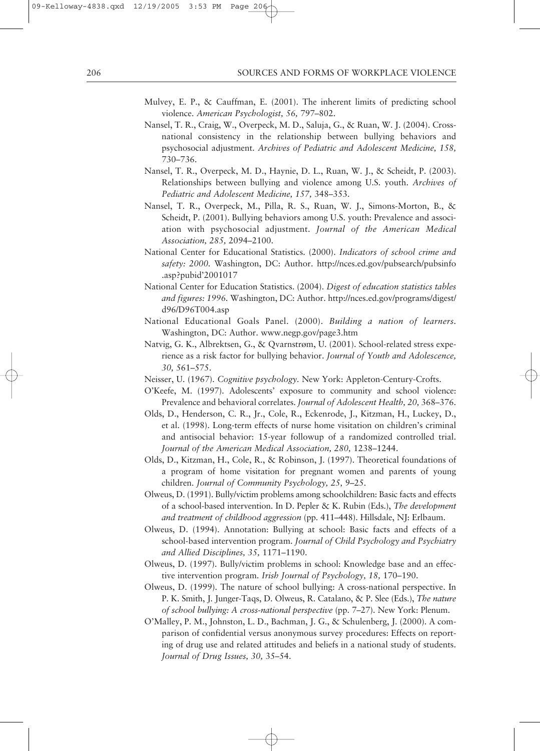Mulvey, E. P., & Cauffman, E. (2001). The inherent limits of predicting school violence. *American Psychologist, 56,* 797–802.

Nansel, T. R., Craig, W., Overpeck, M. D., Saluja, G., & Ruan, W. J. (2004). Cross-national consistency in the relationship between bullying behaviors and psychosocial adjustment. *Archives of Pediatric and Adolescent Medicine, 158,* 730–736.

Nansel, T. R., Overpeck, M. D., Haynie, D. L., Ruan, W. J., & Scheidt, P. (2003). Relationships between bullying and violence among U.S. youth. *Archives of Pediatric and Adolescent Medicine, 157,* 348–353.

Nansel, T. R., Overpeck, M., Pilla, R. S., Ruan, W. J., Simons-Morton, B., & Scheidt, P. (2001). Bullying behaviors among U.S. youth: Prevalence and association with psychosocial adjustment. *Journal of the American Medical Association, 285,* 2094–2100.

National Center for Educational Statistics. (2000). *Indicators of school crime and safety: 2000.* Washington, DC: Author. http://nces.ed.gov/pubsearch/pubsinfo.asp?pubid'2001017

National Center for Education Statistics. (2004). *Digest of education statistics tables and figures: 1996.* Washington, DC: Author. http://nces.ed.gov/programs/digest/d96/D96T004.asp

National Educational Goals Panel. (2000). *Building a nation of learners.* Washington, DC: Author. www.negp.gov/page3.htm

Natvig, G. K., Albrektsen, G., & Qvarnstrøm, U. (2001). School-related stress experience as a risk factor for bullying behavior. *Journal of Youth and Adolescence, 30,* 561–575.

Neisser, U. (1967). *Cognitive psychology.* New York: Appleton-Century-Crofts.

O'Keefe, M. (1997). Adolescents' exposure to community and school violence: Prevalence and behavioral correlates. *Journal of Adolescent Health, 20,* 368–376.

Olds, D., Henderson, C. R., Jr., Cole, R., Eckenrode, J., Kitzman, H., Luckey, D., et al. (1998). Long-term effects of nurse home visitation on children's criminal and antisocial behavior: 15-year followup of a randomized controlled trial. *Journal of the American Medical Association, 280,* 1238–1244.

Olds, D., Kitzman, H., Cole, R., & Robinson, J. (1997). Theoretical foundations of a program of home visitation for pregnant women and parents of young children. *Journal of Community Psychology, 25,* 9–25.

Olweus, D. (1991). Bully/victim problems among schoolchildren: Basic facts and effects of a school-based intervention. In D. Pepler & K. Rubin (Eds.), *The development and treatment of childhood aggression* (pp. 411–448). Hillsdale, NJ: Erlbaum.

Olweus, D. (1994). Annotation: Bullying at school: Basic facts and effects of a school-based intervention program. *Journal of Child Psychology and Psychiatry and Allied Disciplines, 35,* 1171–1190.

Olweus, D. (1997). Bully/victim problems in school: Knowledge base and an effective intervention program. *Irish Journal of Psychology, 18,* 170–190.

Olweus, D. (1999). The nature of school bullying: A cross-national perspective. In P. K. Smith, J. Junger-Taqs, D. Olweus, R. Catalano, & P. Slee (Eds.), *The nature of school bullying: A cross-national perspective* (pp. 7–27). New York: Plenum.

O'Malley, P. M., Johnston, L. D., Bachman, J. G., & Schulenberg, J. (2000). A comparison of confidential versus anonymous survey procedures: Effects on reporting of drug use and related attitudes and beliefs in a national study of students. *Journal of Drug Issues, 30,* 35–54.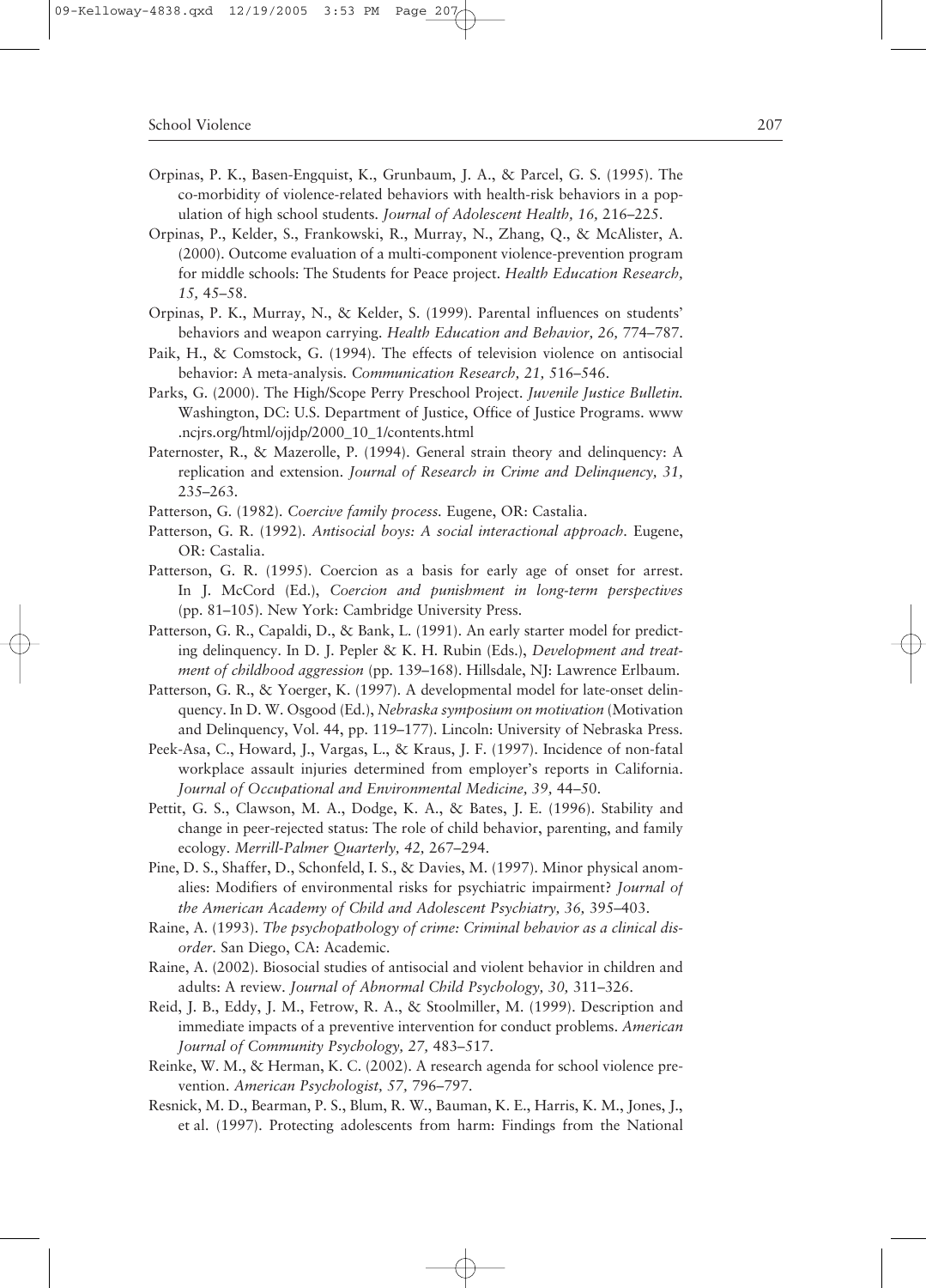Orpinas, P. K., Basen-Engquist, K., Grunbaum, J. A., & Parcel, G. S. (1995). The co-morbidity of violence-related behaviors with health-risk behaviors in a population of high school students. *Journal of Adolescent Health, 16,* 216–225.

Orpinas, P., Kelder, S., Frankowski, R., Murray, N., Zhang, Q., & McAlister, A. (2000). Outcome evaluation of a multi-component violence-prevention program for middle schools: The Students for Peace project. *Health Education Research, 15,* 45–58.

Orpinas, P. K., Murray, N., & Kelder, S. (1999). Parental influences on students' behaviors and weapon carrying. *Health Education and Behavior, 26,* 774–787.

Paik, H., & Comstock, G. (1994). The effects of television violence on antisocial behavior: A meta-analysis. *Communication Research, 21,* 516–546.

Parks, G. (2000). The High/Scope Perry Preschool Project. *Juvenile Justice Bulletin.* Washington, DC: U.S. Department of Justice, Office of Justice Programs. www.ncjrs.org/html/ojjdp/2000_10_1/contents.html

Paternoster, R., & Mazerolle, P. (1994). General strain theory and delinquency: A replication and extension. *Journal of Research in Crime and Delinquency, 31,* 235–263.

Patterson, G. (1982). *Coercive family process.* Eugene, OR: Castalia.

Patterson, G. R. (1992). *Antisocial boys: A social interactional approach.* Eugene, OR: Castalia.

Patterson, G. R. (1995). Coercion as a basis for early age of onset for arrest. In J. McCord (Ed.), *Coercion and punishment in long-term perspectives* (pp. 81–105). New York: Cambridge University Press.

Patterson, G. R., Capaldi, D., & Bank, L. (1991). An early starter model for predicting delinquency. In D. J. Pepler & K. H. Rubin (Eds.), *Development and treatment of childhood aggression* (pp. 139–168). Hillsdale, NJ: Lawrence Erlbaum.

Patterson, G. R., & Yoerger, K. (1997). A developmental model for late-onset delinquency. In D. W. Osgood (Ed.), *Nebraska symposium on motivation* (Motivation and Delinquency, Vol. 44, pp. 119–177). Lincoln: University of Nebraska Press.

Peek-Asa, C., Howard, J., Vargas, L., & Kraus, J. F. (1997). Incidence of non-fatal workplace assault injuries determined from employer's reports in California. *Journal of Occupational and Environmental Medicine, 39,* 44–50.

Pettit, G. S., Clawson, M. A., Dodge, K. A., & Bates, J. E. (1996). Stability and change in peer-rejected status: The role of child behavior, parenting, and family ecology. *Merrill-Palmer Quarterly, 42,* 267–294.

Pine, D. S., Shaffer, D., Schonfeld, I. S., & Davies, M. (1997). Minor physical anomalies: Modifiers of environmental risks for psychiatric impairment? *Journal of the American Academy of Child and Adolescent Psychiatry, 36,* 395–403.

Raine, A. (1993). *The psychopathology of crime: Criminal behavior as a clinical disorder.* San Diego, CA: Academic.

Raine, A. (2002). Biosocial studies of antisocial and violent behavior in children and adults: A review. *Journal of Abnormal Child Psychology, 30,* 311–326.

Reid, J. B., Eddy, J. M., Fetrow, R. A., & Stoolmiller, M. (1999). Description and immediate impacts of a preventive intervention for conduct problems. *American Journal of Community Psychology, 27,* 483–517.

Reinke, W. M., & Herman, K. C. (2002). A research agenda for school violence prevention. *American Psychologist, 57,* 796–797.

Resnick, M. D., Bearman, P. S., Blum, R. W., Bauman, K. E., Harris, K. M., Jones, J., et al. (1997). Protecting adolescents from harm: Findings from the National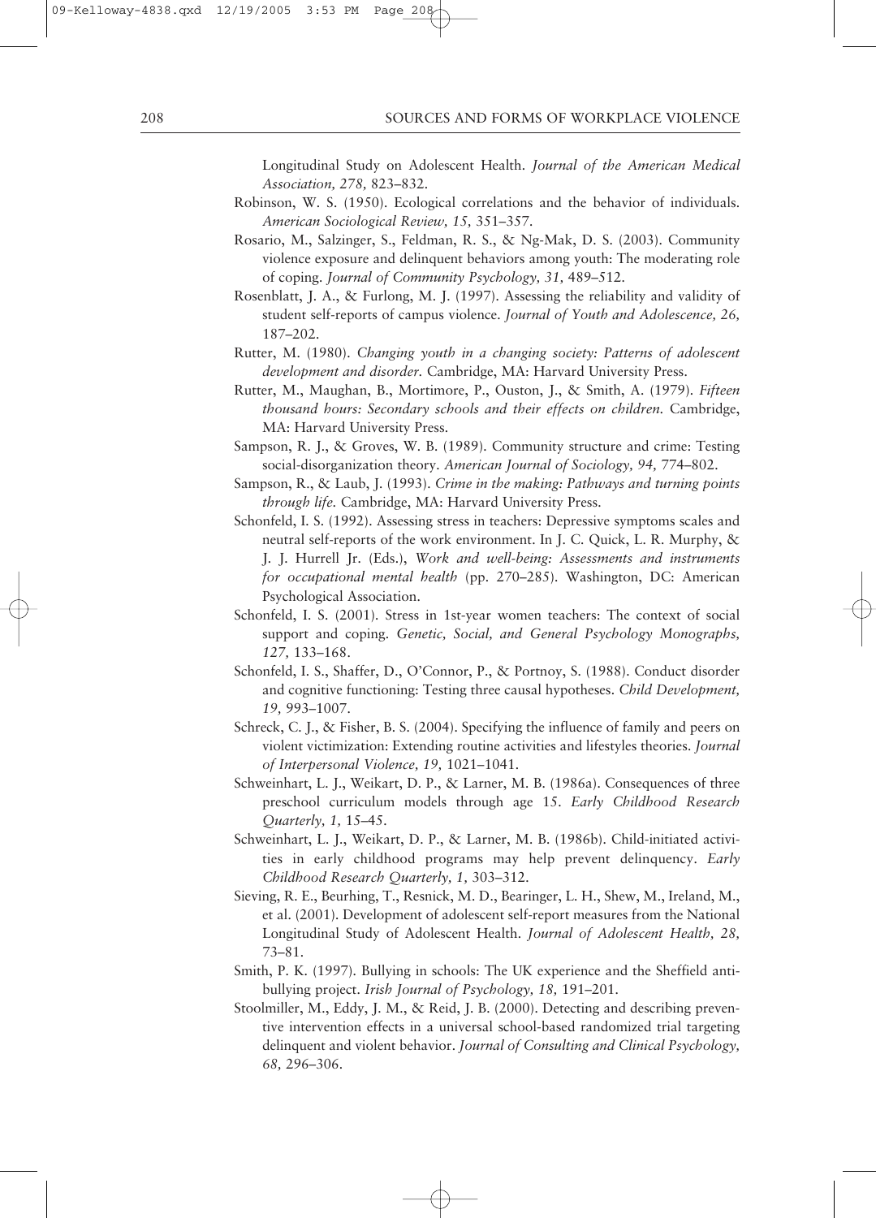Longitudinal Study on Adolescent Health. *Journal of the American Medical Association, 278,* 823–832.

Robinson, W. S. (1950). Ecological correlations and the behavior of individuals. *American Sociological Review, 15,* 351–357.

Rosario, M., Salzinger, S., Feldman, R. S., & Ng-Mak, D. S. (2003). Community violence exposure and delinquent behaviors among youth: The moderating role of coping. *Journal of Community Psychology, 31,* 489–512.

Rosenblatt, J. A., & Furlong, M. J. (1997). Assessing the reliability and validity of student self-reports of campus violence. *Journal of Youth and Adolescence, 26,* 187–202.

Rutter, M. (1980). *Changing youth in a changing society: Patterns of adolescent development and disorder.* Cambridge, MA: Harvard University Press.

Rutter, M., Maughan, B., Mortimore, P., Ouston, J., & Smith, A. (1979). *Fifteen thousand hours: Secondary schools and their effects on children.* Cambridge, MA: Harvard University Press.

Sampson, R. J., & Groves, W. B. (1989). Community structure and crime: Testing social-disorganization theory. *American Journal of Sociology, 94,* 774–802.

Sampson, R., & Laub, J. (1993). *Crime in the making: Pathways and turning points through life.* Cambridge, MA: Harvard University Press.

Schonfeld, I. S. (1992). Assessing stress in teachers: Depressive symptoms scales and neutral self-reports of the work environment. In J. C. Quick, L. R. Murphy, & J. J. Hurrell Jr. (Eds.), *Work and well-being: Assessments and instruments for occupational mental health* (pp. 270–285). Washington, DC: American Psychological Association.

Schonfeld, I. S. (2001). Stress in 1st-year women teachers: The context of social support and coping. *Genetic, Social, and General Psychology Monographs, 127,* 133–168.

Schonfeld, I. S., Shaffer, D., O'Connor, P., & Portnoy, S. (1988). Conduct disorder and cognitive functioning: Testing three causal hypotheses. *Child Development, 19,* 993–1007.

Schreck, C. J., & Fisher, B. S. (2004). Specifying the influence of family and peers on violent victimization: Extending routine activities and lifestyles theories. *Journal of Interpersonal Violence, 19,* 1021–1041.

Schweinhart, L. J., Weikart, D. P., & Larner, M. B. (1986a). Consequences of three preschool curriculum models through age 15. *Early Childhood Research Quarterly, 1,* 15–45.

Schweinhart, L. J., Weikart, D. P., & Larner, M. B. (1986b). Child-initiated activities in early childhood programs may help prevent delinquency. *Early Childhood Research Quarterly, 1,* 303–312.

Sieving, R. E., Beurhing, T., Resnick, M. D., Bearinger, L. H., Shew, M., Ireland, M., et al. (2001). Development of adolescent self-report measures from the National Longitudinal Study of Adolescent Health. *Journal of Adolescent Health, 28,* 73–81.

Smith, P. K. (1997). Bullying in schools: The UK experience and the Sheffield anti-bullying project. *Irish Journal of Psychology, 18,* 191–201.

Stoolmiller, M., Eddy, J. M., & Reid, J. B. (2000). Detecting and describing preventive intervention effects in a universal school-based randomized trial targeting delinquent and violent behavior. *Journal of Consulting and Clinical Psychology, 68,* 296–306.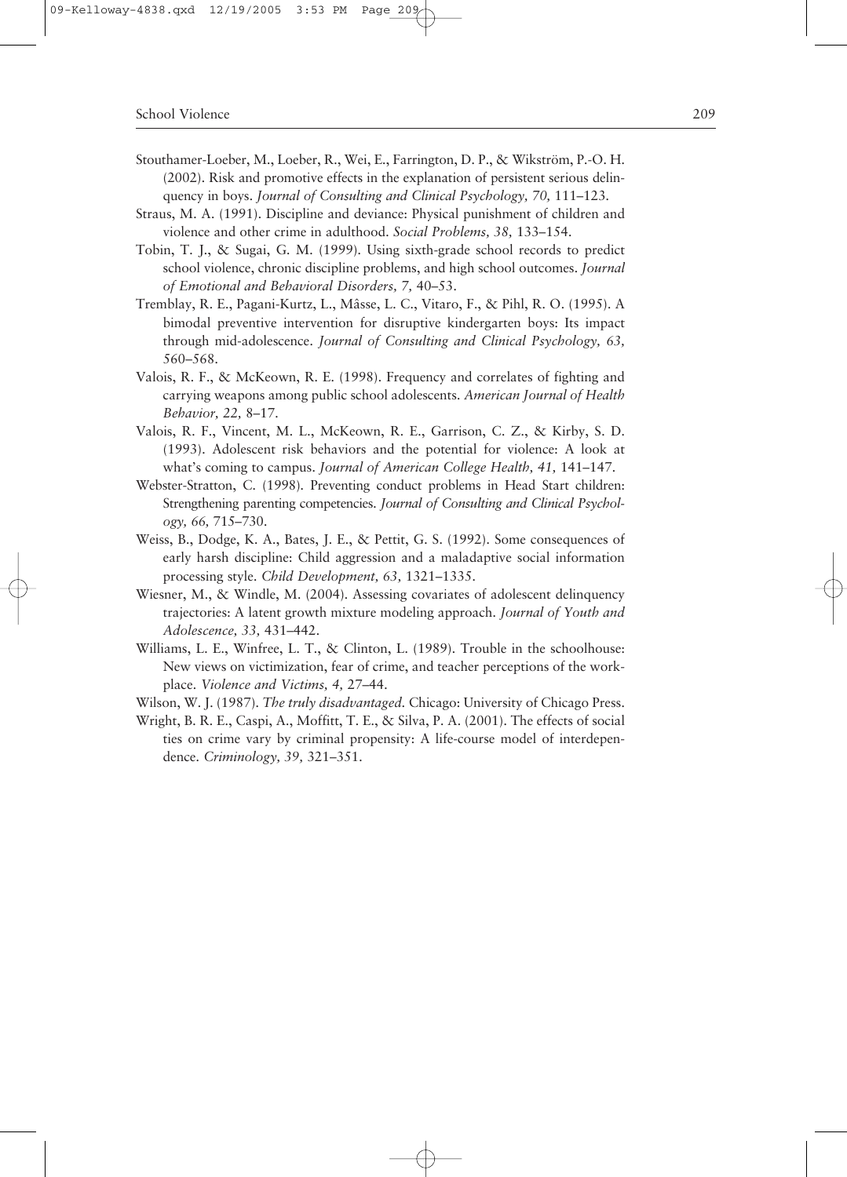Stouthamer-Loeber, M., Loeber, R., Wei, E., Farrington, D. P., & Wikström, P.-O. H. (2002). Risk and promotive effects in the explanation of persistent serious delinquency in boys. *Journal of Consulting and Clinical Psychology, 70,* 111–123.

Straus, M. A. (1991). Discipline and deviance: Physical punishment of children and violence and other crime in adulthood. *Social Problems, 38,* 133–154.

Tobin, T. J., & Sugai, G. M. (1999). Using sixth-grade school records to predict school violence, chronic discipline problems, and high school outcomes. *Journal of Emotional and Behavioral Disorders, 7,* 40–53.

Tremblay, R. E., Pagani-Kurtz, L., Mâsse, L. C., Vitaro, F., & Pihl, R. O. (1995). A bimodal preventive intervention for disruptive kindergarten boys: Its impact through mid-adolescence. *Journal of Consulting and Clinical Psychology, 63,* 560–568.

Valois, R. F., & McKeown, R. E. (1998). Frequency and correlates of fighting and carrying weapons among public school adolescents. *American Journal of Health Behavior, 22,* 8–17.

Valois, R. F., Vincent, M. L., McKeown, R. E., Garrison, C. Z., & Kirby, S. D. (1993). Adolescent risk behaviors and the potential for violence: A look at what's coming to campus. *Journal of American College Health, 41,* 141–147.

Webster-Stratton, C. (1998). Preventing conduct problems in Head Start children: Strengthening parenting competencies. *Journal of Consulting and Clinical Psychology, 66,* 715–730.

Weiss, B., Dodge, K. A., Bates, J. E., & Pettit, G. S. (1992). Some consequences of early harsh discipline: Child aggression and a maladaptive social information processing style. *Child Development, 63,* 1321–1335.

Wiesner, M., & Windle, M. (2004). Assessing covariates of adolescent delinquency trajectories: A latent growth mixture modeling approach. *Journal of Youth and Adolescence, 33,* 431–442.

Williams, L. E., Winfree, L. T., & Clinton, L. (1989). Trouble in the schoolhouse: New views on victimization, fear of crime, and teacher perceptions of the workplace. *Violence and Victims, 4,* 27–44.

Wilson, W. J. (1987). *The truly disadvantaged.* Chicago: University of Chicago Press.

Wright, B. R. E., Caspi, A., Moffitt, T. E., & Silva, P. A. (2001). The effects of social ties on crime vary by criminal propensity: A life-course model of interdependence. *Criminology, 39,* 321–351.